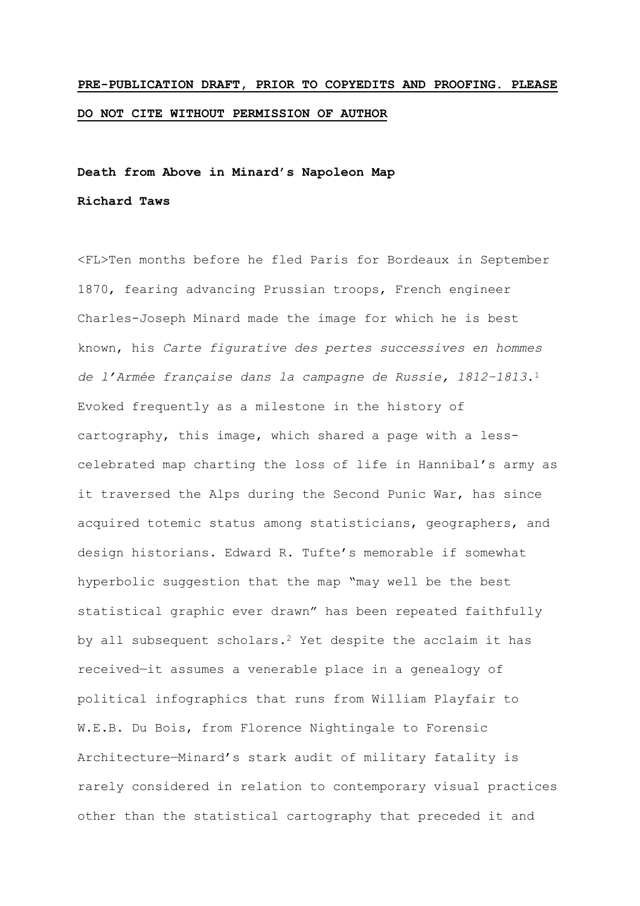**PRE-PUBLICATION DRAFT, PRIOR TO COPYEDITS AND PROOFING. PLEASE DO NOT CITE WITHOUT PERMISSION OF AUTHOR**

# Death from Above in Minard's Napoleon Map

**Richard Taws**

<FL>Ten months before he fled Paris for Bordeaux in September 1870, fearing advancing Prussian troops, French engineer Charles-Joseph Minard made the image for which he is best known, his *Carte figurative des pertes successives en hommes de l'Armée française dans la campagne de Russie, 1812–1813*.[1] Evoked frequently as a milestone in the history of cartography, this image, which shared a page with a less-celebrated map charting the loss of life in Hannibal's army as it traversed the Alps during the Second Punic War, has since acquired totemic status among statisticians, geographers, and design historians. Edward R. Tufte's memorable if somewhat hyperbolic suggestion that the map "may well be the best statistical graphic ever drawn" has been repeated faithfully by all subsequent scholars.[2] Yet despite the acclaim it has received—it assumes a venerable place in a genealogy of political infographics that runs from William Playfair to W.E.B. Du Bois, from Florence Nightingale to Forensic Architecture—Minard's stark audit of military fatality is rarely considered in relation to contemporary visual practices other than the statistical cartography that preceded it and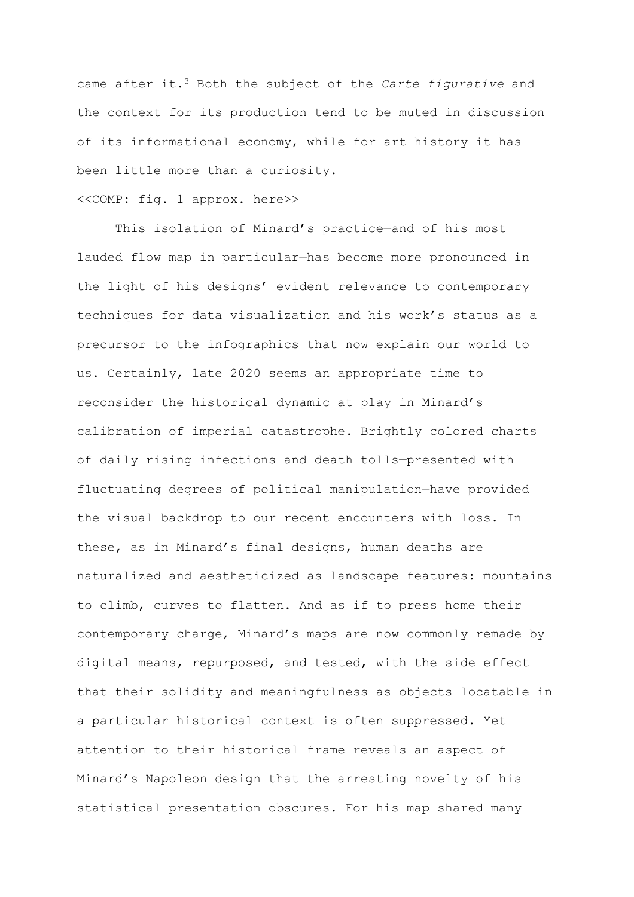came after it.[3] Both the subject of the *Carte figurative* and the context for its production tend to be muted in discussion of its informational economy, while for art history it has been little more than a curiosity.

<<COMP: fig. 1 approx. here>>

This isolation of Minard's practice—and of his most lauded flow map in particular—has become more pronounced in the light of his designs' evident relevance to contemporary techniques for data visualization and his work's status as a precursor to the infographics that now explain our world to us. Certainly, late 2020 seems an appropriate time to reconsider the historical dynamic at play in Minard's calibration of imperial catastrophe. Brightly colored charts of daily rising infections and death tolls—presented with fluctuating degrees of political manipulation—have provided the visual backdrop to our recent encounters with loss. In these, as in Minard's final designs, human deaths are naturalized and aestheticized as landscape features: mountains to climb, curves to flatten. And as if to press home their contemporary charge, Minard's maps are now commonly remade by digital means, repurposed, and tested, with the side effect that their solidity and meaningfulness as objects locatable in a particular historical context is often suppressed. Yet attention to their historical frame reveals an aspect of Minard's Napoleon design that the arresting novelty of his statistical presentation obscures. For his map shared many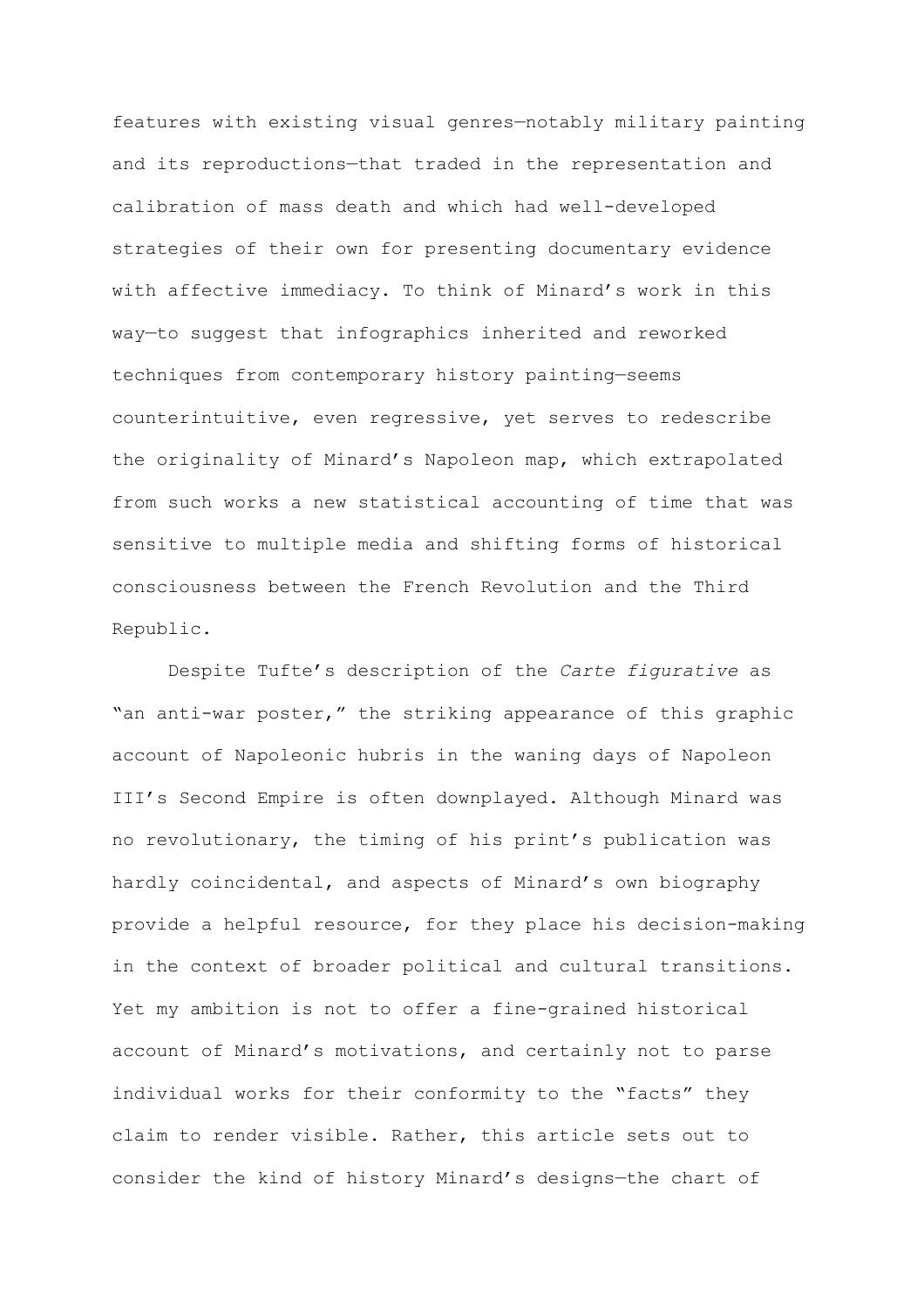features with existing visual genres—notably military painting and its reproductions—that traded in the representation and calibration of mass death and which had well-developed strategies of their own for presenting documentary evidence with affective immediacy. To think of Minard's work in this way—to suggest that infographics inherited and reworked techniques from contemporary history painting—seems counterintuitive, even regressive, yet serves to redescribe the originality of Minard's Napoleon map, which extrapolated from such works a new statistical accounting of time that was sensitive to multiple media and shifting forms of historical consciousness between the French Revolution and the Third Republic.

Despite Tufte's description of the *Carte figurative* as "an anti-war poster," the striking appearance of this graphic account of Napoleonic hubris in the waning days of Napoleon III's Second Empire is often downplayed. Although Minard was no revolutionary, the timing of his print's publication was hardly coincidental, and aspects of Minard's own biography provide a helpful resource, for they place his decision-making in the context of broader political and cultural transitions. Yet my ambition is not to offer a fine-grained historical account of Minard's motivations, and certainly not to parse individual works for their conformity to the "facts" they claim to render visible. Rather, this article sets out to consider the kind of history Minard's designs—the chart of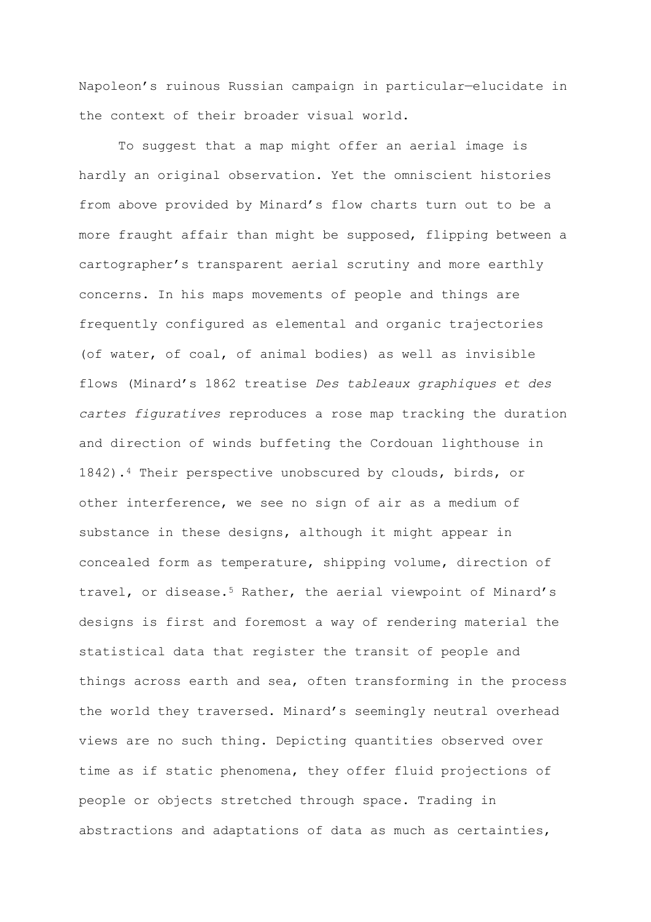Napoleon's ruinous Russian campaign in particular—elucidate in the context of their broader visual world.

To suggest that a map might offer an aerial image is hardly an original observation. Yet the omniscient histories from above provided by Minard's flow charts turn out to be a more fraught affair than might be supposed, flipping between a cartographer's transparent aerial scrutiny and more earthly concerns. In his maps movements of people and things are frequently configured as elemental and organic trajectories (of water, of coal, of animal bodies) as well as invisible flows (Minard's 1862 treatise *Des tableaux graphiques et des cartes figuratives* reproduces a rose map tracking the duration and direction of winds buffeting the Cordouan lighthouse in 1842).[4] Their perspective unobscured by clouds, birds, or other interference, we see no sign of air as a medium of substance in these designs, although it might appear in concealed form as temperature, shipping volume, direction of travel, or disease.[5] Rather, the aerial viewpoint of Minard's designs is first and foremost a way of rendering material the statistical data that register the transit of people and things across earth and sea, often transforming in the process the world they traversed. Minard's seemingly neutral overhead views are no such thing. Depicting quantities observed over time as if static phenomena, they offer fluid projections of people or objects stretched through space. Trading in abstractions and adaptations of data as much as certainties,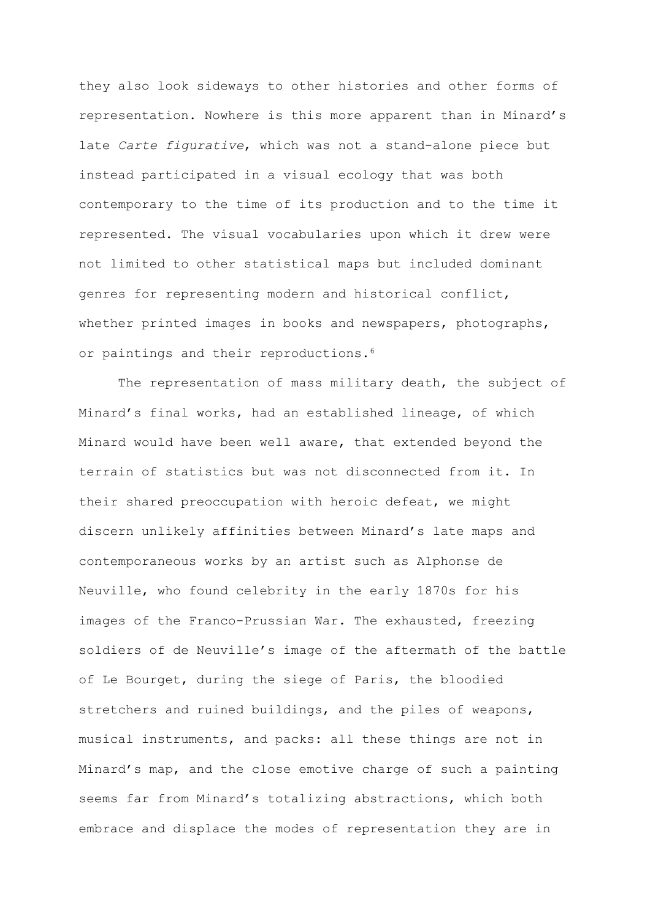they also look sideways to other histories and other forms of representation. Nowhere is this more apparent than in Minard's late *Carte figurative*, which was not a stand-alone piece but instead participated in a visual ecology that was both contemporary to the time of its production and to the time it represented. The visual vocabularies upon which it drew were not limited to other statistical maps but included dominant genres for representing modern and historical conflict, whether printed images in books and newspapers, photographs, or paintings and their reproductions.[6]

The representation of mass military death, the subject of Minard's final works, had an established lineage, of which Minard would have been well aware, that extended beyond the terrain of statistics but was not disconnected from it. In their shared preoccupation with heroic defeat, we might discern unlikely affinities between Minard's late maps and contemporaneous works by an artist such as Alphonse de Neuville, who found celebrity in the early 1870s for his images of the Franco-Prussian War. The exhausted, freezing soldiers of de Neuville's image of the aftermath of the battle of Le Bourget, during the siege of Paris, the bloodied stretchers and ruined buildings, and the piles of weapons, musical instruments, and packs: all these things are not in Minard's map, and the close emotive charge of such a painting seems far from Minard's totalizing abstractions, which both embrace and displace the modes of representation they are in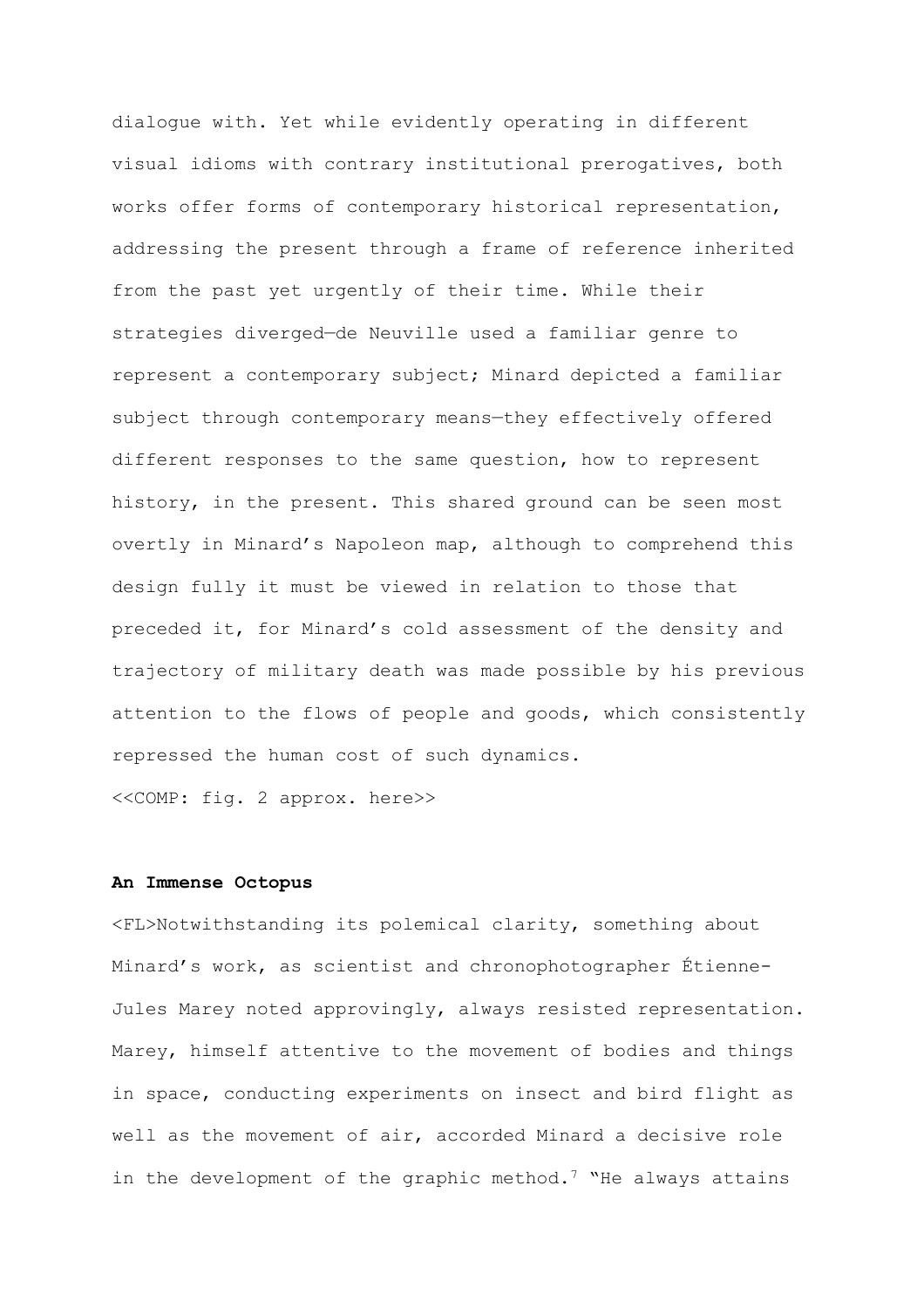dialogue with. Yet while evidently operating in different visual idioms with contrary institutional prerogatives, both works offer forms of contemporary historical representation, addressing the present through a frame of reference inherited from the past yet urgently of their time. While their strategies diverged—de Neuville used a familiar genre to represent a contemporary subject; Minard depicted a familiar subject through contemporary means—they effectively offered different responses to the same question, how to represent history, in the present. This shared ground can be seen most overtly in Minard's Napoleon map, although to comprehend this design fully it must be viewed in relation to those that preceded it, for Minard's cold assessment of the density and trajectory of military death was made possible by his previous attention to the flows of people and goods, which consistently repressed the human cost of such dynamics.

<<COMP: fig. 2 approx. here>>

**An Immense Octopus**

<FL>Notwithstanding its polemical clarity, something about Minard's work, as scientist and chronophotographer Étienne-Jules Marey noted approvingly, always resisted representation. Marey, himself attentive to the movement of bodies and things in space, conducting experiments on insect and bird flight as well as the movement of air, accorded Minard a decisive role in the development of the graphic method.[7] "He always attains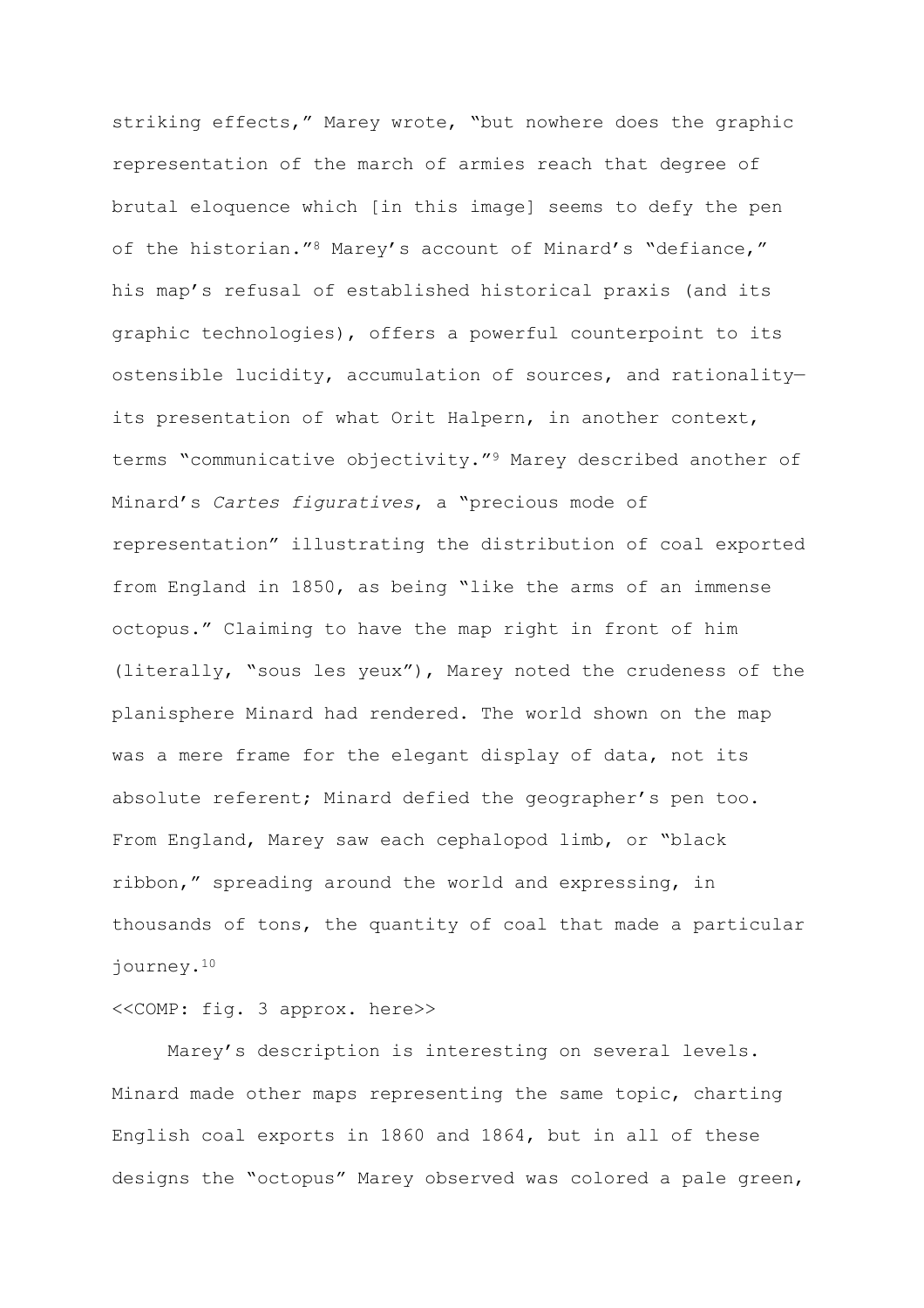striking effects," Marey wrote, "but nowhere does the graphic representation of the march of armies reach that degree of brutal eloquence which [in this image] seems to defy the pen of the historian."[8] Marey's account of Minard's "defiance," his map's refusal of established historical praxis (and its graphic technologies), offers a powerful counterpoint to its ostensible lucidity, accumulation of sources, and rationality—its presentation of what Orit Halpern, in another context, terms "communicative objectivity."[9] Marey described another of Minard's *Cartes figuratives*, a "precious mode of representation" illustrating the distribution of coal exported from England in 1850, as being "like the arms of an immense octopus." Claiming to have the map right in front of him (literally, "sous les yeux"), Marey noted the crudeness of the planisphere Minard had rendered. The world shown on the map was a mere frame for the elegant display of data, not its absolute referent; Minard defied the geographer's pen too. From England, Marey saw each cephalopod limb, or "black ribbon," spreading around the world and expressing, in thousands of tons, the quantity of coal that made a particular journey.[10]

<<COMP: fig. 3 approx. here>>

Marey's description is interesting on several levels. Minard made other maps representing the same topic, charting English coal exports in 1860 and 1864, but in all of these designs the "octopus" Marey observed was colored a pale green,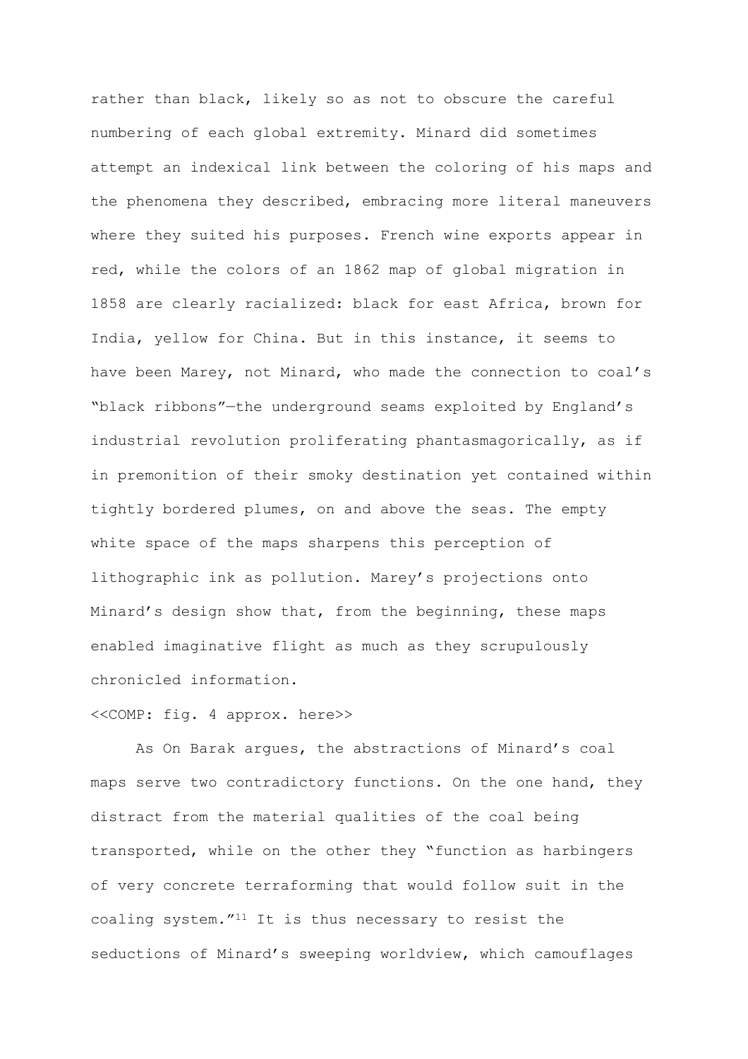rather than black, likely so as not to obscure the careful numbering of each global extremity. Minard did sometimes attempt an indexical link between the coloring of his maps and the phenomena they described, embracing more literal maneuvers where they suited his purposes. French wine exports appear in red, while the colors of an 1862 map of global migration in 1858 are clearly racialized: black for east Africa, brown for India, yellow for China. But in this instance, it seems to have been Marey, not Minard, who made the connection to coal's "black ribbons"—the underground seams exploited by England's industrial revolution proliferating phantasmagorically, as if in premonition of their smoky destination yet contained within tightly bordered plumes, on and above the seas. The empty white space of the maps sharpens this perception of lithographic ink as pollution. Marey's projections onto Minard's design show that, from the beginning, these maps enabled imaginative flight as much as they scrupulously chronicled information.

<<COMP: fig. 4 approx. here>>

As On Barak argues, the abstractions of Minard's coal maps serve two contradictory functions. On the one hand, they distract from the material qualities of the coal being transported, while on the other they "function as harbingers of very concrete terraforming that would follow suit in the coaling system."[11] It is thus necessary to resist the seductions of Minard's sweeping worldview, which camouflages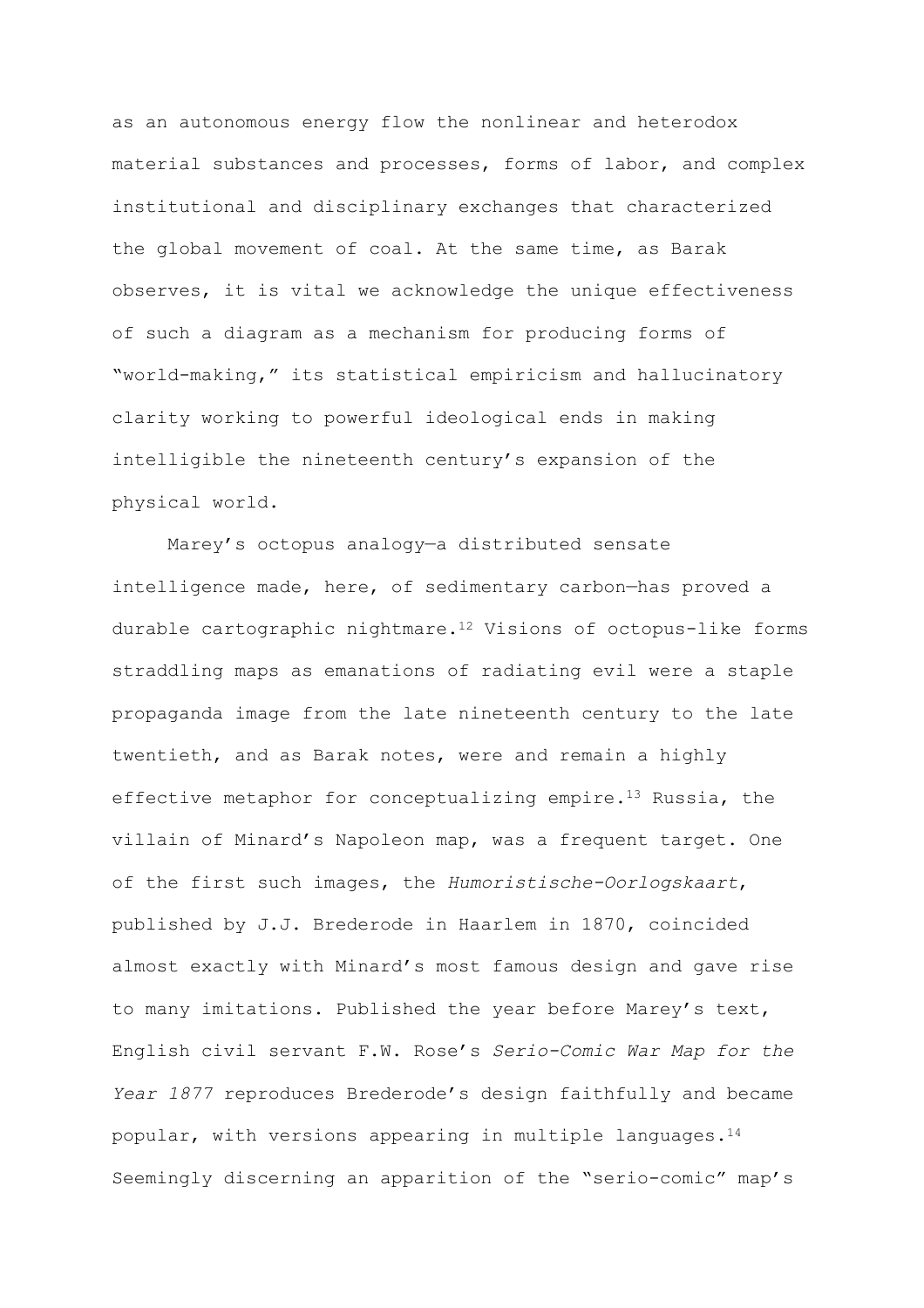as an autonomous energy flow the nonlinear and heterodox material substances and processes, forms of labor, and complex institutional and disciplinary exchanges that characterized the global movement of coal. At the same time, as Barak observes, it is vital we acknowledge the unique effectiveness of such a diagram as a mechanism for producing forms of "world-making," its statistical empiricism and hallucinatory clarity working to powerful ideological ends in making intelligible the nineteenth century's expansion of the physical world.

Marey's octopus analogy—a distributed sensate intelligence made, here, of sedimentary carbon—has proved a durable cartographic nightmare.[12] Visions of octopus-like forms straddling maps as emanations of radiating evil were a staple propaganda image from the late nineteenth century to the late twentieth, and as Barak notes, were and remain a highly effective metaphor for conceptualizing empire.[13] Russia, the villain of Minard's Napoleon map, was a frequent target. One of the first such images, the *Humoristische-Oorlogskaart*, published by J.J. Brederode in Haarlem in 1870, coincided almost exactly with Minard's most famous design and gave rise to many imitations. Published the year before Marey's text, English civil servant F.W. Rose's *Serio-Comic War Map for the Year 1877* reproduces Brederode's design faithfully and became popular, with versions appearing in multiple languages.[14] Seemingly discerning an apparition of the "serio-comic" map's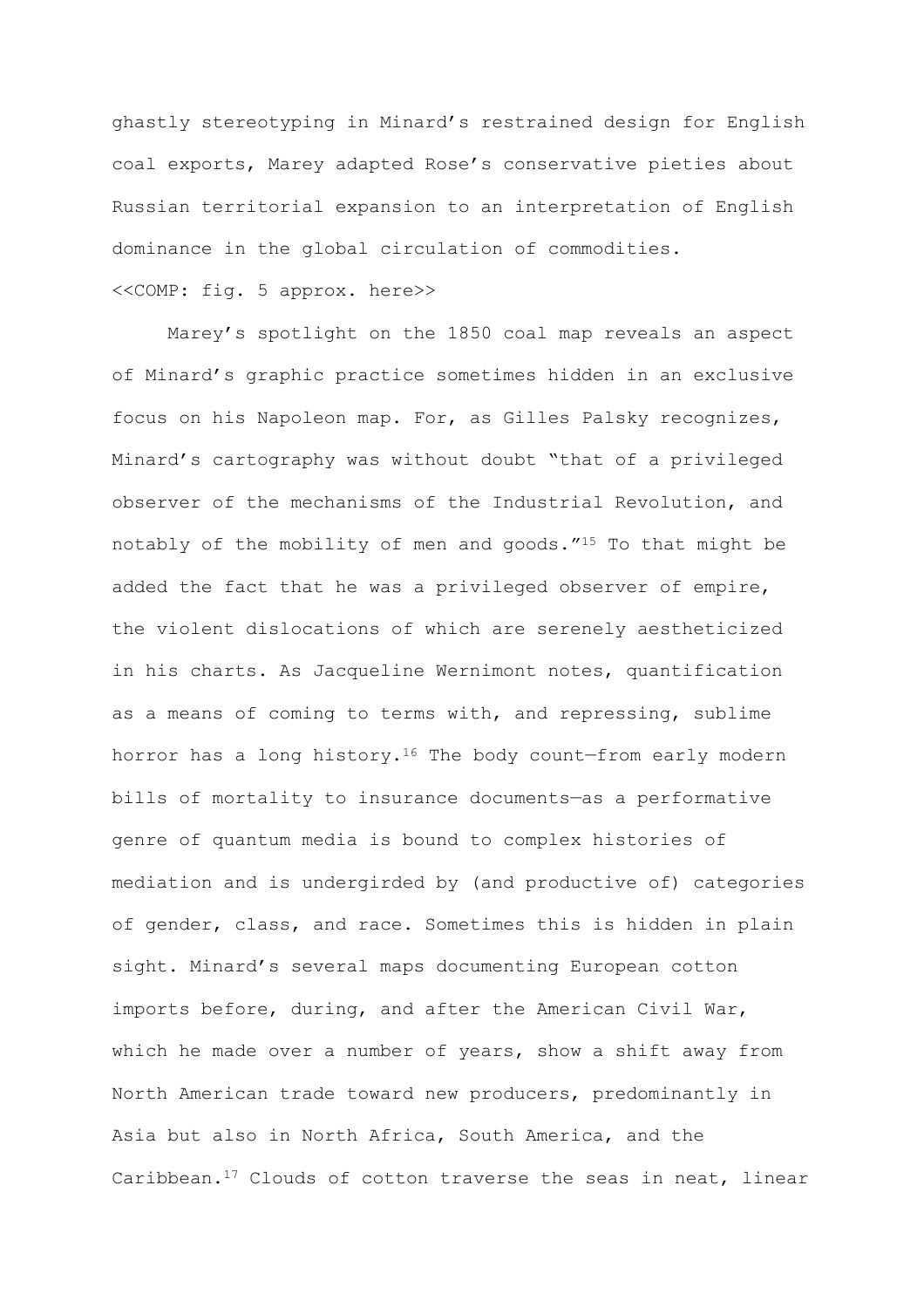ghastly stereotyping in Minard's restrained design for English coal exports, Marey adapted Rose's conservative pieties about Russian territorial expansion to an interpretation of English dominance in the global circulation of commodities.

<<COMP: fig. 5 approx. here>>

Marey's spotlight on the 1850 coal map reveals an aspect of Minard's graphic practice sometimes hidden in an exclusive focus on his Napoleon map. For, as Gilles Palsky recognizes, Minard's cartography was without doubt "that of a privileged observer of the mechanisms of the Industrial Revolution, and notably of the mobility of men and goods."[15] To that might be added the fact that he was a privileged observer of empire, the violent dislocations of which are serenely aestheticized in his charts. As Jacqueline Wernimont notes, quantification as a means of coming to terms with, and repressing, sublime horror has a long history.[16] The body count—from early modern bills of mortality to insurance documents—as a performative genre of quantum media is bound to complex histories of mediation and is undergirded by (and productive of) categories of gender, class, and race. Sometimes this is hidden in plain sight. Minard's several maps documenting European cotton imports before, during, and after the American Civil War, which he made over a number of years, show a shift away from North American trade toward new producers, predominantly in Asia but also in North Africa, South America, and the Caribbean.[17] Clouds of cotton traverse the seas in neat, linear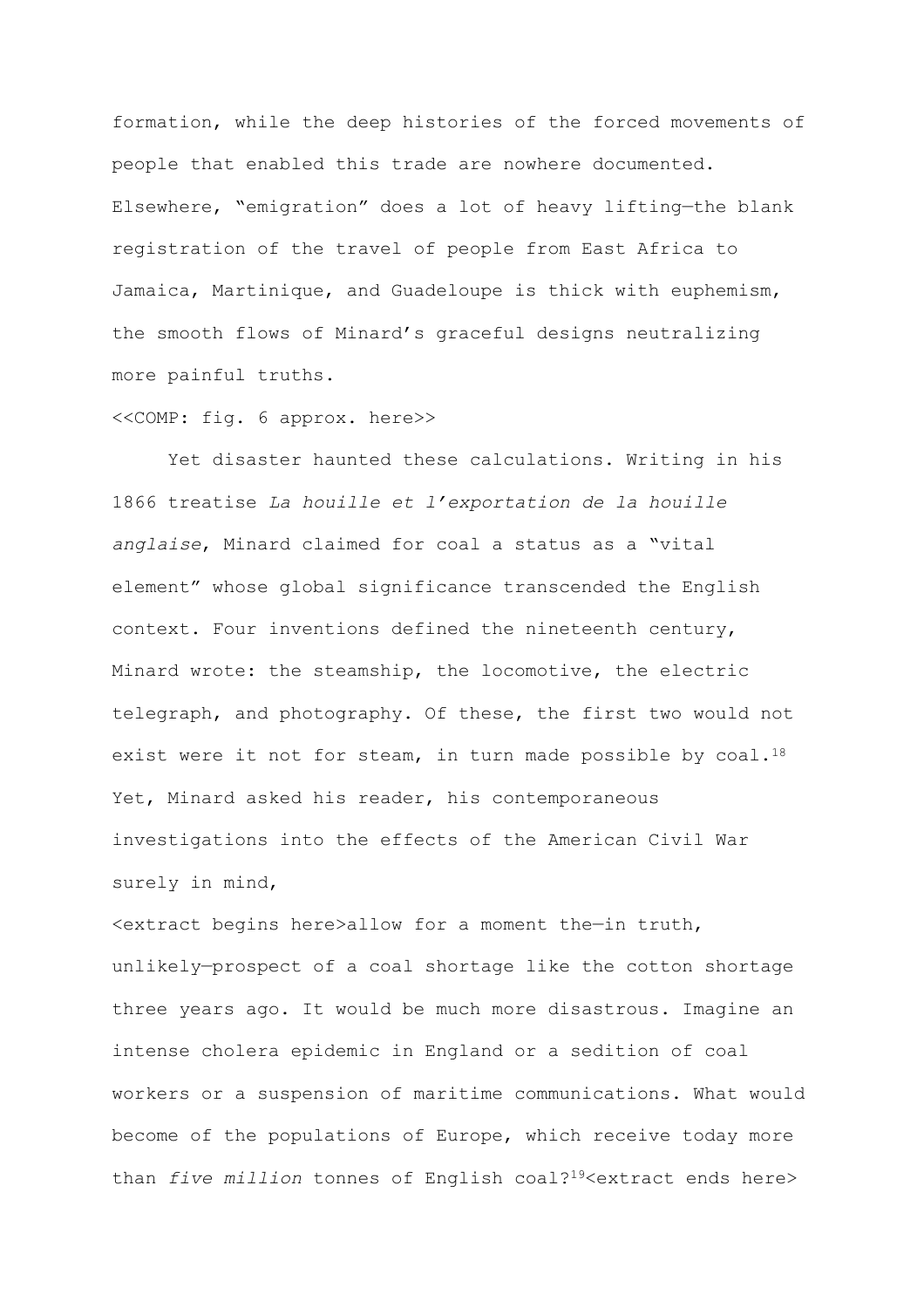formation, while the deep histories of the forced movements of people that enabled this trade are nowhere documented. Elsewhere, "emigration" does a lot of heavy lifting—the blank registration of the travel of people from East Africa to Jamaica, Martinique, and Guadeloupe is thick with euphemism, the smooth flows of Minard's graceful designs neutralizing more painful truths.

<<COMP: fig. 6 approx. here>>

Yet disaster haunted these calculations. Writing in his 1866 treatise *La houille et l'exportation de la houille anglaise*, Minard claimed for coal a status as a "vital element" whose global significance transcended the English context. Four inventions defined the nineteenth century, Minard wrote: the steamship, the locomotive, the electric telegraph, and photography. Of these, the first two would not exist were it not for steam, in turn made possible by coal.[18] Yet, Minard asked his reader, his contemporaneous investigations into the effects of the American Civil War surely in mind,

<extract begins here>allow for a moment the—in truth, unlikely—prospect of a coal shortage like the cotton shortage three years ago. It would be much more disastrous. Imagine an intense cholera epidemic in England or a sedition of coal workers or a suspension of maritime communications. What would become of the populations of Europe, which receive today more than *five million* tonnes of English coal?[19]<extract ends here>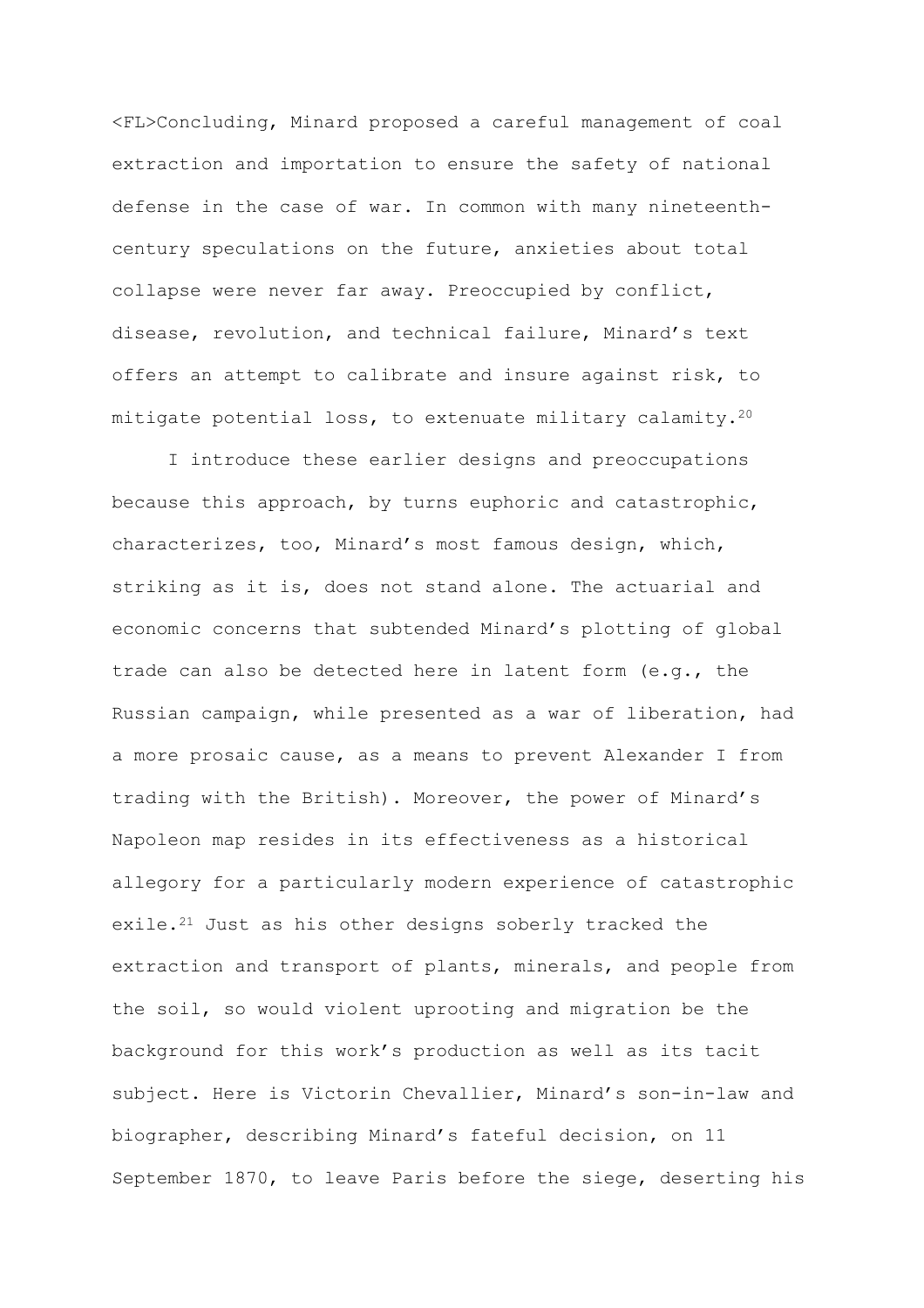<FL>Concluding, Minard proposed a careful management of coal extraction and importation to ensure the safety of national defense in the case of war. In common with many nineteenth-century speculations on the future, anxieties about total collapse were never far away. Preoccupied by conflict, disease, revolution, and technical failure, Minard's text offers an attempt to calibrate and insure against risk, to mitigate potential loss, to extenuate military calamity.[20]

I introduce these earlier designs and preoccupations because this approach, by turns euphoric and catastrophic, characterizes, too, Minard's most famous design, which, striking as it is, does not stand alone. The actuarial and economic concerns that subtended Minard's plotting of global trade can also be detected here in latent form (e.g., the Russian campaign, while presented as a war of liberation, had a more prosaic cause, as a means to prevent Alexander I from trading with the British). Moreover, the power of Minard's Napoleon map resides in its effectiveness as a historical allegory for a particularly modern experience of catastrophic exile.[21] Just as his other designs soberly tracked the extraction and transport of plants, minerals, and people from the soil, so would violent uprooting and migration be the background for this work's production as well as its tacit subject. Here is Victorin Chevallier, Minard's son-in-law and biographer, describing Minard's fateful decision, on 11 September 1870, to leave Paris before the siege, deserting his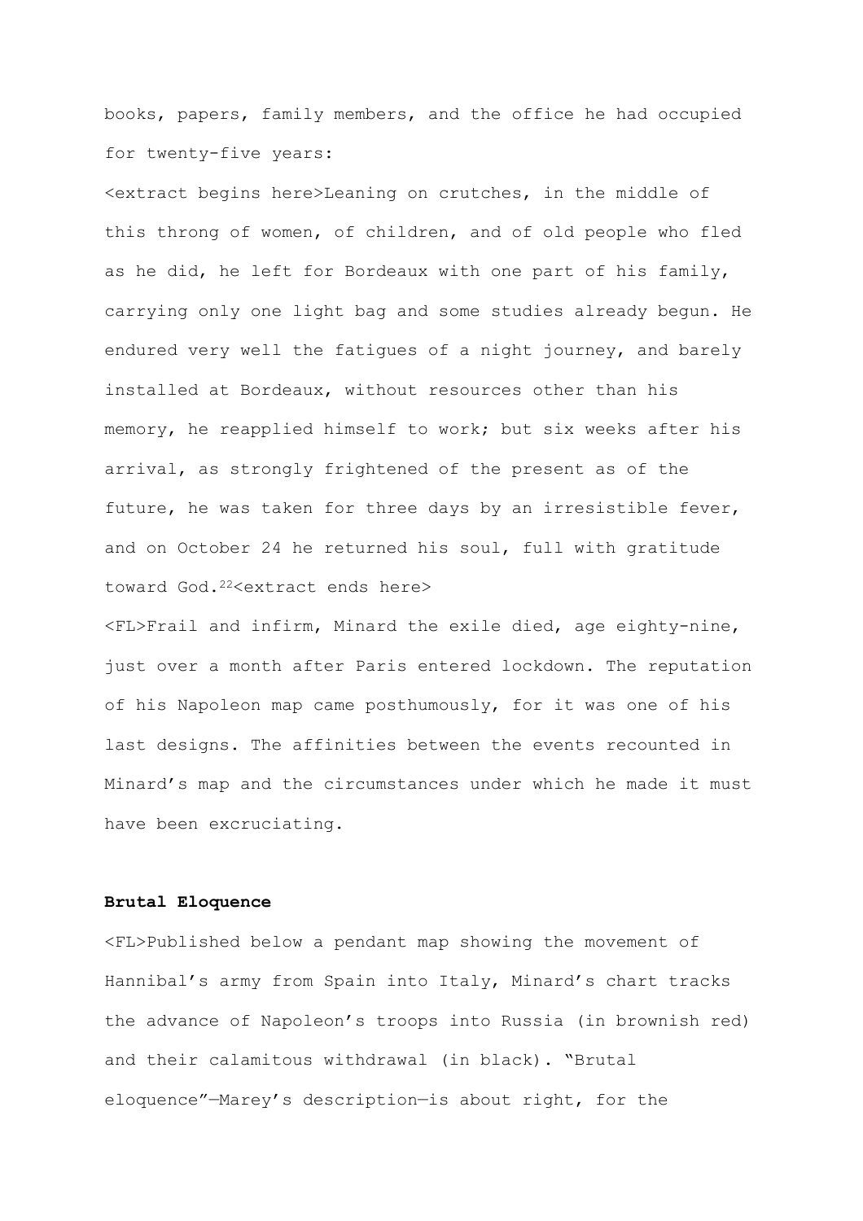books, papers, family members, and the office he had occupied for twenty-five years:

<extract begins here>Leaning on crutches, in the middle of this throng of women, of children, and of old people who fled as he did, he left for Bordeaux with one part of his family, carrying only one light bag and some studies already begun. He endured very well the fatigues of a night journey, and barely installed at Bordeaux, without resources other than his memory, he reapplied himself to work; but six weeks after his arrival, as strongly frightened of the present as of the future, he was taken for three days by an irresistible fever, and on October 24 he returned his soul, full with gratitude toward God.[22]<extract ends here>

<FL>Frail and infirm, Minard the exile died, age eighty-nine, just over a month after Paris entered lockdown. The reputation of his Napoleon map came posthumously, for it was one of his last designs. The affinities between the events recounted in Minard's map and the circumstances under which he made it must have been excruciating.

**Brutal Eloquence**

<FL>Published below a pendant map showing the movement of Hannibal's army from Spain into Italy, Minard's chart tracks the advance of Napoleon's troops into Russia (in brownish red) and their calamitous withdrawal (in black). "Brutal eloquence"—Marey's description—is about right, for the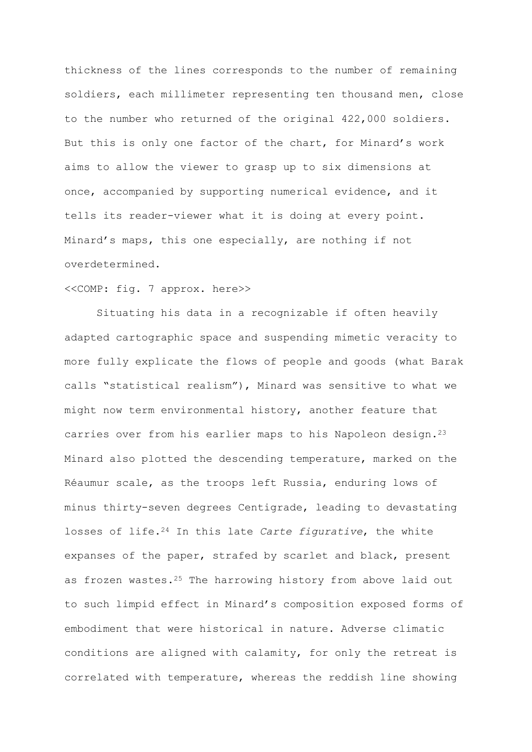thickness of the lines corresponds to the number of remaining soldiers, each millimeter representing ten thousand men, close to the number who returned of the original 422,000 soldiers. But this is only one factor of the chart, for Minard's work aims to allow the viewer to grasp up to six dimensions at once, accompanied by supporting numerical evidence, and it tells its reader-viewer what it is doing at every point. Minard's maps, this one especially, are nothing if not overdetermined.

<<COMP: fig. 7 approx. here>>

Situating his data in a recognizable if often heavily adapted cartographic space and suspending mimetic veracity to more fully explicate the flows of people and goods (what Barak calls "statistical realism"), Minard was sensitive to what we might now term environmental history, another feature that carries over from his earlier maps to his Napoleon design.[23] Minard also plotted the descending temperature, marked on the Réaumur scale, as the troops left Russia, enduring lows of minus thirty-seven degrees Centigrade, leading to devastating losses of life.[24] In this late *Carte figurative*, the white expanses of the paper, strafed by scarlet and black, present as frozen wastes.[25] The harrowing history from above laid out to such limpid effect in Minard's composition exposed forms of embodiment that were historical in nature. Adverse climatic conditions are aligned with calamity, for only the retreat is correlated with temperature, whereas the reddish line showing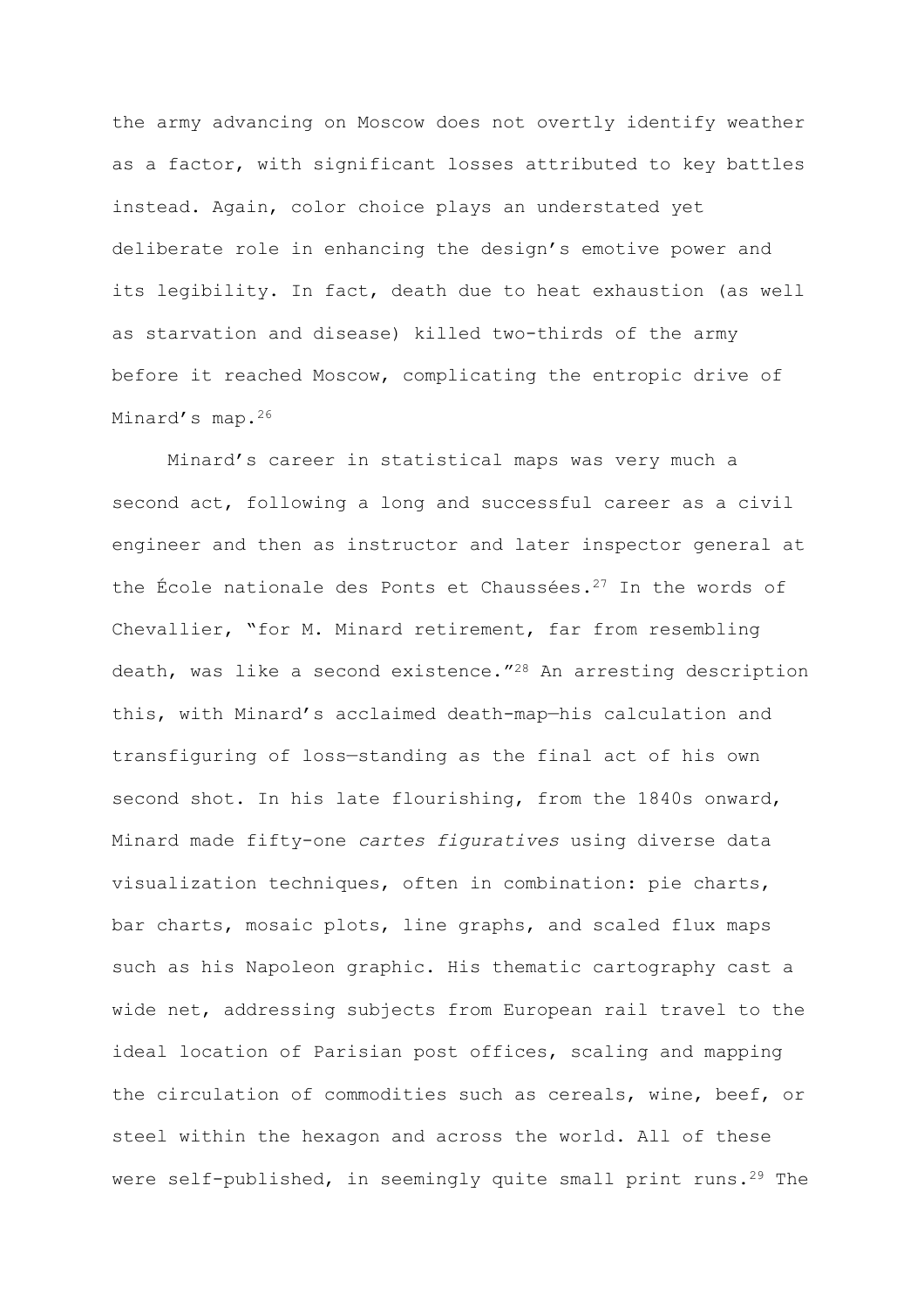the army advancing on Moscow does not overtly identify weather as a factor, with significant losses attributed to key battles instead. Again, color choice plays an understated yet deliberate role in enhancing the design's emotive power and its legibility. In fact, death due to heat exhaustion (as well as starvation and disease) killed two-thirds of the army before it reached Moscow, complicating the entropic drive of Minard's map.[26]

Minard's career in statistical maps was very much a second act, following a long and successful career as a civil engineer and then as instructor and later inspector general at the École nationale des Ponts et Chaussées.[27] In the words of Chevallier, "for M. Minard retirement, far from resembling death, was like a second existence."[28] An arresting description this, with Minard's acclaimed death-map—his calculation and transfiguring of loss—standing as the final act of his own second shot. In his late flourishing, from the 1840s onward, Minard made fifty-one *cartes figuratives* using diverse data visualization techniques, often in combination: pie charts, bar charts, mosaic plots, line graphs, and scaled flux maps such as his Napoleon graphic. His thematic cartography cast a wide net, addressing subjects from European rail travel to the ideal location of Parisian post offices, scaling and mapping the circulation of commodities such as cereals, wine, beef, or steel within the hexagon and across the world. All of these were self-published, in seemingly quite small print runs.[29] The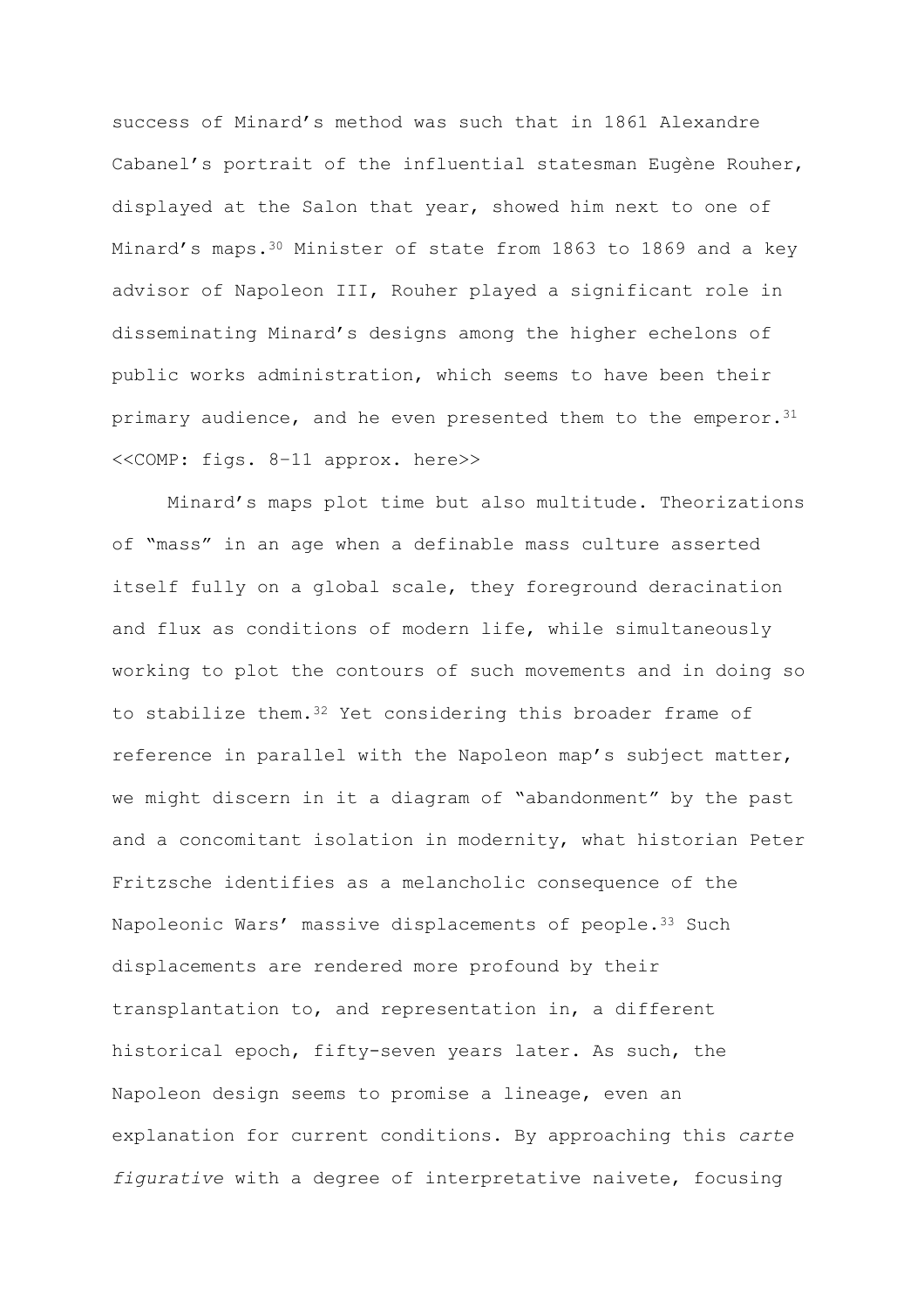success of Minard's method was such that in 1861 Alexandre Cabanel's portrait of the influential statesman Eugène Rouher, displayed at the Salon that year, showed him next to one of Minard's maps.[30] Minister of state from 1863 to 1869 and a key advisor of Napoleon III, Rouher played a significant role in disseminating Minard's designs among the higher echelons of public works administration, which seems to have been their primary audience, and he even presented them to the emperor.[31]

<<COMP: figs. 8–11 approx. here>>

Minard's maps plot time but also multitude. Theorizations of "mass" in an age when a definable mass culture asserted itself fully on a global scale, they foreground deracination and flux as conditions of modern life, while simultaneously working to plot the contours of such movements and in doing so to stabilize them.[32] Yet considering this broader frame of reference in parallel with the Napoleon map's subject matter, we might discern in it a diagram of "abandonment" by the past and a concomitant isolation in modernity, what historian Peter Fritzsche identifies as a melancholic consequence of the Napoleonic Wars' massive displacements of people.[33] Such displacements are rendered more profound by their transplantation to, and representation in, a different historical epoch, fifty-seven years later. As such, the Napoleon design seems to promise a lineage, even an explanation for current conditions. By approaching this *carte figurative* with a degree of interpretative naivete, focusing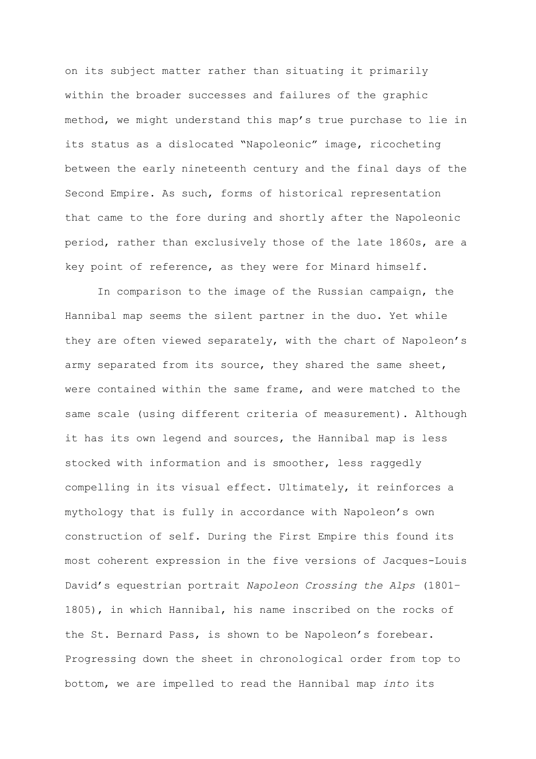on its subject matter rather than situating it primarily within the broader successes and failures of the graphic method, we might understand this map's true purchase to lie in its status as a dislocated "Napoleonic" image, ricocheting between the early nineteenth century and the final days of the Second Empire. As such, forms of historical representation that came to the fore during and shortly after the Napoleonic period, rather than exclusively those of the late 1860s, are a key point of reference, as they were for Minard himself.

In comparison to the image of the Russian campaign, the Hannibal map seems the silent partner in the duo. Yet while they are often viewed separately, with the chart of Napoleon's army separated from its source, they shared the same sheet, were contained within the same frame, and were matched to the same scale (using different criteria of measurement). Although it has its own legend and sources, the Hannibal map is less stocked with information and is smoother, less raggedly compelling in its visual effect. Ultimately, it reinforces a mythology that is fully in accordance with Napoleon's own construction of self. During the First Empire this found its most coherent expression in the five versions of Jacques-Louis David's equestrian portrait *Napoleon Crossing the Alps* (1801–1805), in which Hannibal, his name inscribed on the rocks of the St. Bernard Pass, is shown to be Napoleon's forebear. Progressing down the sheet in chronological order from top to bottom, we are impelled to read the Hannibal map *into* its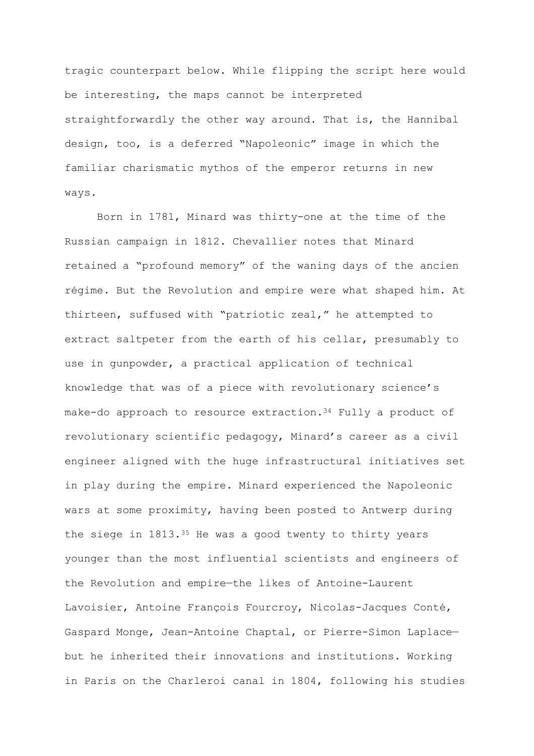tragic counterpart below. While flipping the script here would be interesting, the maps cannot be interpreted straightforwardly the other way around. That is, the Hannibal design, too, is a deferred "Napoleonic" image in which the familiar charismatic mythos of the emperor returns in new ways.

Born in 1781, Minard was thirty-one at the time of the Russian campaign in 1812. Chevallier notes that Minard retained a "profound memory" of the waning days of the ancien régime. But the Revolution and empire were what shaped him. At thirteen, suffused with "patriotic zeal," he attempted to extract saltpeter from the earth of his cellar, presumably to use in gunpowder, a practical application of technical knowledge that was of a piece with revolutionary science's make-do approach to resource extraction.[34] Fully a product of revolutionary scientific pedagogy, Minard's career as a civil engineer aligned with the huge infrastructural initiatives set in play during the empire. Minard experienced the Napoleonic wars at some proximity, having been posted to Antwerp during the siege in 1813.[35] He was a good twenty to thirty years younger than the most influential scientists and engineers of the Revolution and empire—the likes of Antoine-Laurent Lavoisier, Antoine François Fourcroy, Nicolas-Jacques Conté, Gaspard Monge, Jean-Antoine Chaptal, or Pierre-Simon Laplace—but he inherited their innovations and institutions. Working in Paris on the Charleroi canal in 1804, following his studies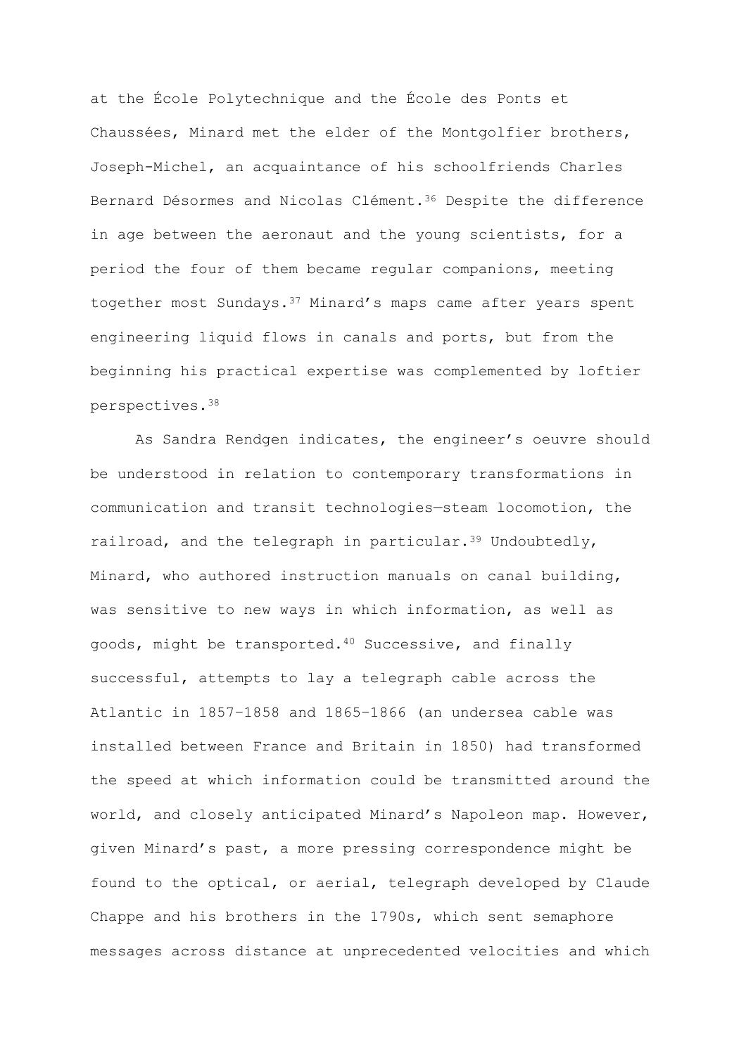at the École Polytechnique and the École des Ponts et Chaussées, Minard met the elder of the Montgolfier brothers, Joseph-Michel, an acquaintance of his schoolfriends Charles Bernard Désormes and Nicolas Clément.[36] Despite the difference in age between the aeronaut and the young scientists, for a period the four of them became regular companions, meeting together most Sundays.[37] Minard's maps came after years spent engineering liquid flows in canals and ports, but from the beginning his practical expertise was complemented by loftier perspectives.[38]

As Sandra Rendgen indicates, the engineer's oeuvre should be understood in relation to contemporary transformations in communication and transit technologies—steam locomotion, the railroad, and the telegraph in particular.[39] Undoubtedly, Minard, who authored instruction manuals on canal building, was sensitive to new ways in which information, as well as goods, might be transported.[40] Successive, and finally successful, attempts to lay a telegraph cable across the Atlantic in 1857–1858 and 1865–1866 (an undersea cable was installed between France and Britain in 1850) had transformed the speed at which information could be transmitted around the world, and closely anticipated Minard's Napoleon map. However, given Minard's past, a more pressing correspondence might be found to the optical, or aerial, telegraph developed by Claude Chappe and his brothers in the 1790s, which sent semaphore messages across distance at unprecedented velocities and which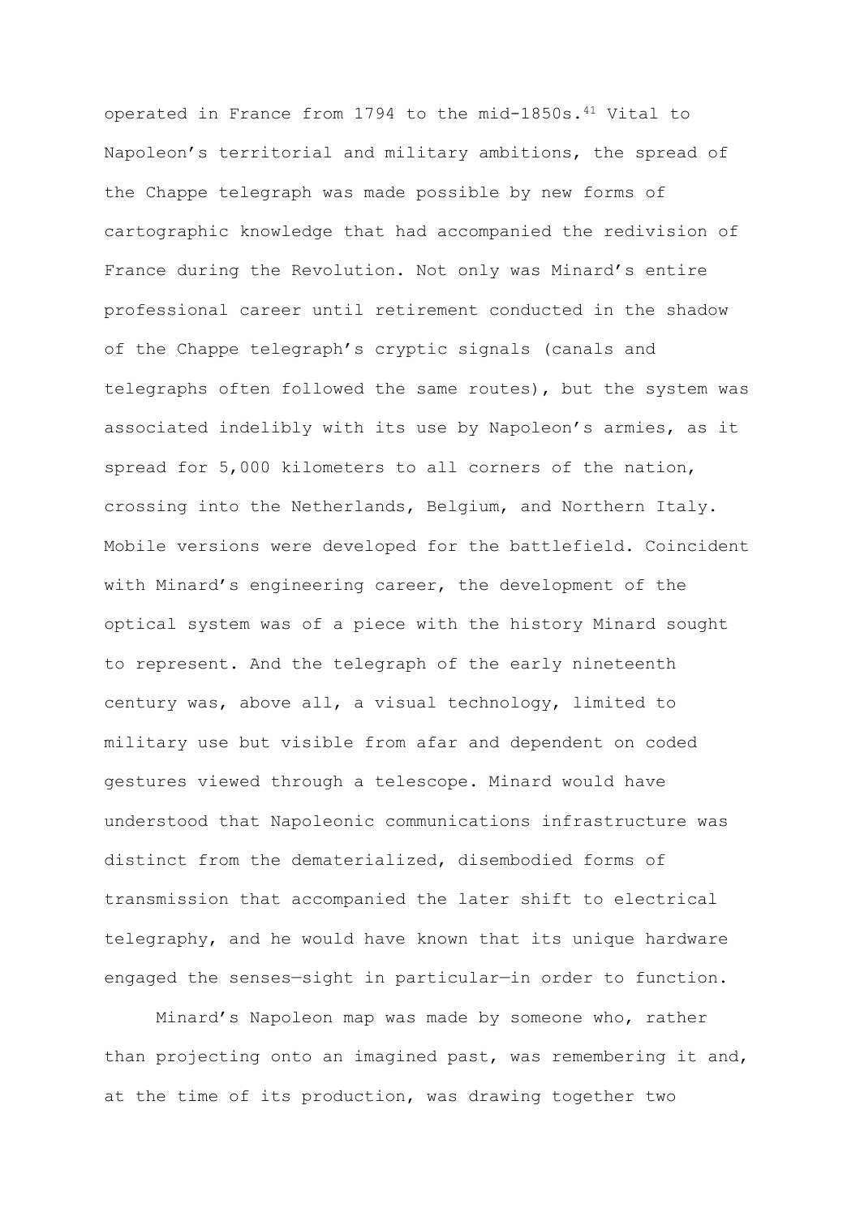operated in France from 1794 to the mid-1850s.[41] Vital to Napoleon's territorial and military ambitions, the spread of the Chappe telegraph was made possible by new forms of cartographic knowledge that had accompanied the redivision of France during the Revolution. Not only was Minard's entire professional career until retirement conducted in the shadow of the Chappe telegraph's cryptic signals (canals and telegraphs often followed the same routes), but the system was associated indelibly with its use by Napoleon's armies, as it spread for 5,000 kilometers to all corners of the nation, crossing into the Netherlands, Belgium, and Northern Italy. Mobile versions were developed for the battlefield. Coincident with Minard's engineering career, the development of the optical system was of a piece with the history Minard sought to represent. And the telegraph of the early nineteenth century was, above all, a visual technology, limited to military use but visible from afar and dependent on coded gestures viewed through a telescope. Minard would have understood that Napoleonic communications infrastructure was distinct from the dematerialized, disembodied forms of transmission that accompanied the later shift to electrical telegraphy, and he would have known that its unique hardware engaged the senses—sight in particular—in order to function.

Minard's Napoleon map was made by someone who, rather than projecting onto an imagined past, was remembering it and, at the time of its production, was drawing together two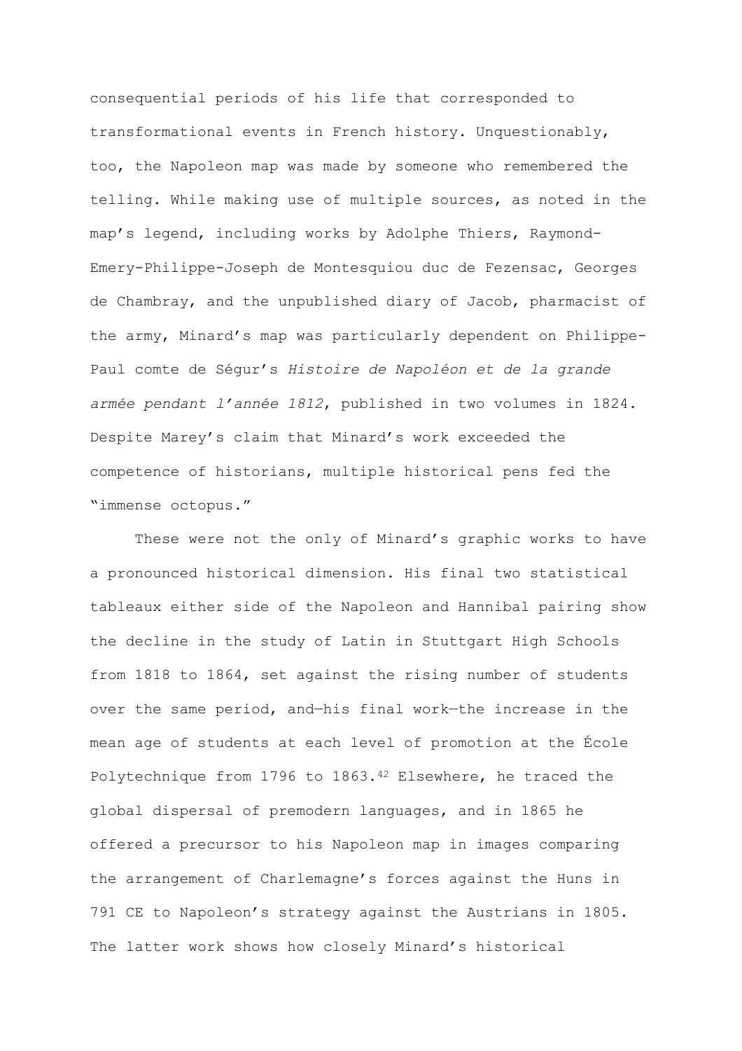consequential periods of his life that corresponded to transformational events in French history. Unquestionably, too, the Napoleon map was made by someone who remembered the telling. While making use of multiple sources, as noted in the map's legend, including works by Adolphe Thiers, Raymond-Emery-Philippe-Joseph de Montesquiou duc de Fezensac, Georges de Chambray, and the unpublished diary of Jacob, pharmacist of the army, Minard's map was particularly dependent on Philippe-Paul comte de Ségur's *Histoire de Napoléon et de la grande armée pendant l'année 1812*, published in two volumes in 1824. Despite Marey's claim that Minard's work exceeded the competence of historians, multiple historical pens fed the "immense octopus."

These were not the only of Minard's graphic works to have a pronounced historical dimension. His final two statistical tableaux either side of the Napoleon and Hannibal pairing show the decline in the study of Latin in Stuttgart High Schools from 1818 to 1864, set against the rising number of students over the same period, and—his final work—the increase in the mean age of students at each level of promotion at the École Polytechnique from 1796 to 1863.[42] Elsewhere, he traced the global dispersal of premodern languages, and in 1865 he offered a precursor to his Napoleon map in images comparing the arrangement of Charlemagne's forces against the Huns in 791 CE to Napoleon's strategy against the Austrians in 1805. The latter work shows how closely Minard's historical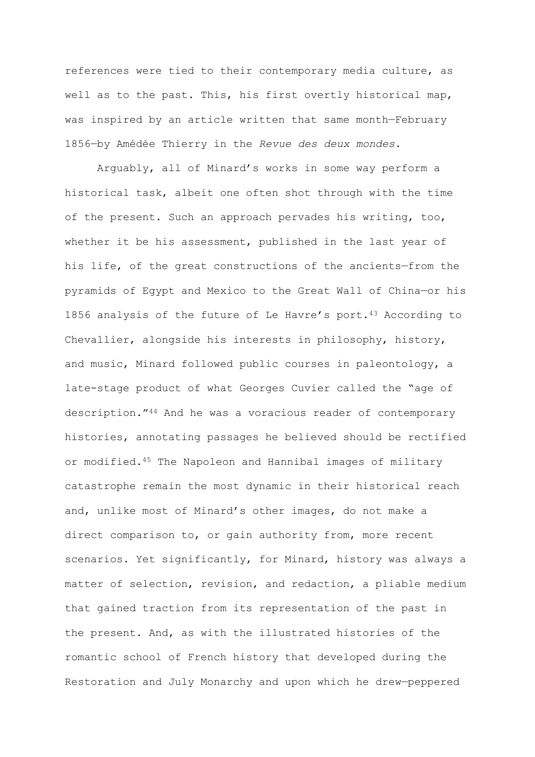references were tied to their contemporary media culture, as well as to the past. This, his first overtly historical map, was inspired by an article written that same month—February 1856—by Amédée Thierry in the *Revue des deux mondes*.

Arguably, all of Minard's works in some way perform a historical task, albeit one often shot through with the time of the present. Such an approach pervades his writing, too, whether it be his assessment, published in the last year of his life, of the great constructions of the ancients—from the pyramids of Egypt and Mexico to the Great Wall of China—or his 1856 analysis of the future of Le Havre's port.[43] According to Chevallier, alongside his interests in philosophy, history, and music, Minard followed public courses in paleontology, a late-stage product of what Georges Cuvier called the "age of description."[44] And he was a voracious reader of contemporary histories, annotating passages he believed should be rectified or modified.[45] The Napoleon and Hannibal images of military catastrophe remain the most dynamic in their historical reach and, unlike most of Minard's other images, do not make a direct comparison to, or gain authority from, more recent scenarios. Yet significantly, for Minard, history was always a matter of selection, revision, and redaction, a pliable medium that gained traction from its representation of the past in the present. And, as with the illustrated histories of the romantic school of French history that developed during the Restoration and July Monarchy and upon which he drew—peppered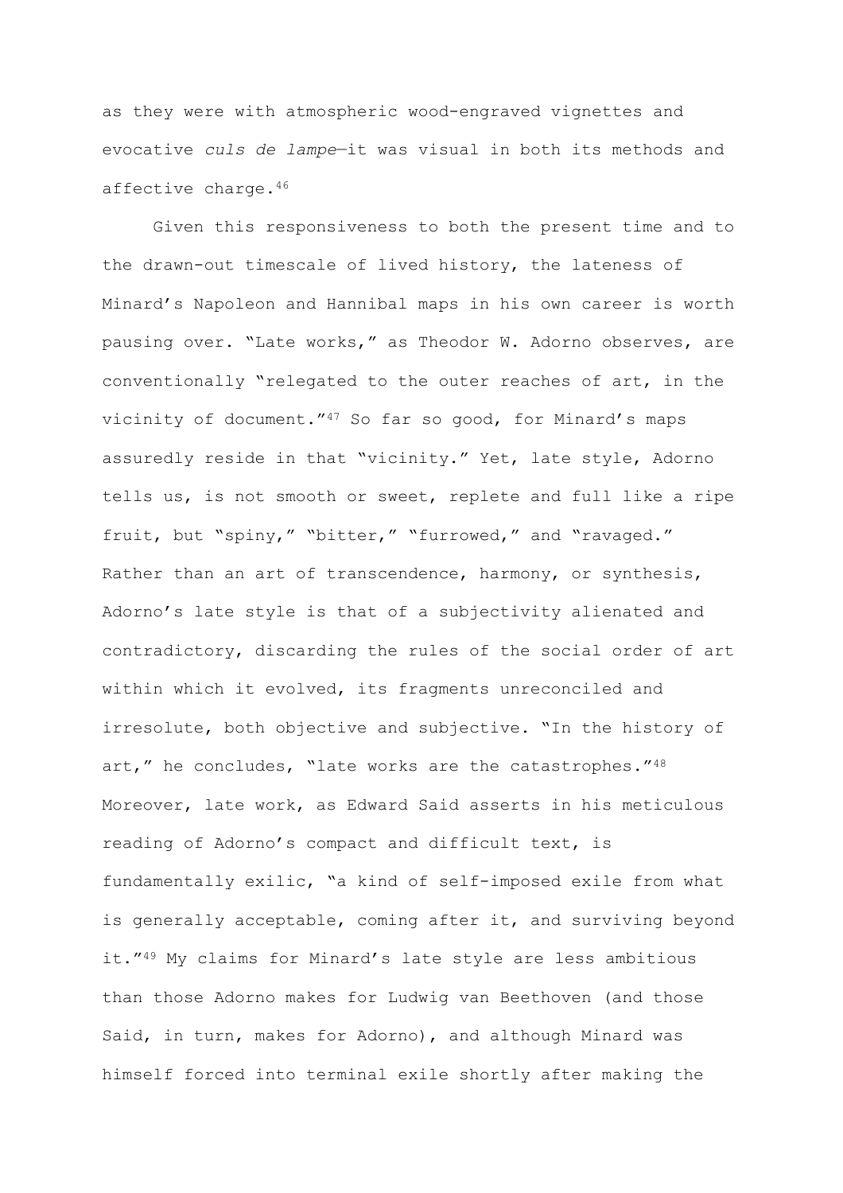as they were with atmospheric wood-engraved vignettes and evocative *culs de lampe*—it was visual in both its methods and affective charge.[46]

Given this responsiveness to both the present time and to the drawn-out timescale of lived history, the lateness of Minard's Napoleon and Hannibal maps in his own career is worth pausing over. "Late works," as Theodor W. Adorno observes, are conventionally "relegated to the outer reaches of art, in the vicinity of document."[47] So far so good, for Minard's maps assuredly reside in that "vicinity." Yet, late style, Adorno tells us, is not smooth or sweet, replete and full like a ripe fruit, but "spiny," "bitter," "furrowed," and "ravaged." Rather than an art of transcendence, harmony, or synthesis, Adorno's late style is that of a subjectivity alienated and contradictory, discarding the rules of the social order of art within which it evolved, its fragments unreconciled and irresolute, both objective and subjective. "In the history of art," he concludes, "late works are the catastrophes."[48] Moreover, late work, as Edward Said asserts in his meticulous reading of Adorno's compact and difficult text, is fundamentally exilic, "a kind of self-imposed exile from what is generally acceptable, coming after it, and surviving beyond it."[49] My claims for Minard's late style are less ambitious than those Adorno makes for Ludwig van Beethoven (and those Said, in turn, makes for Adorno), and although Minard was himself forced into terminal exile shortly after making the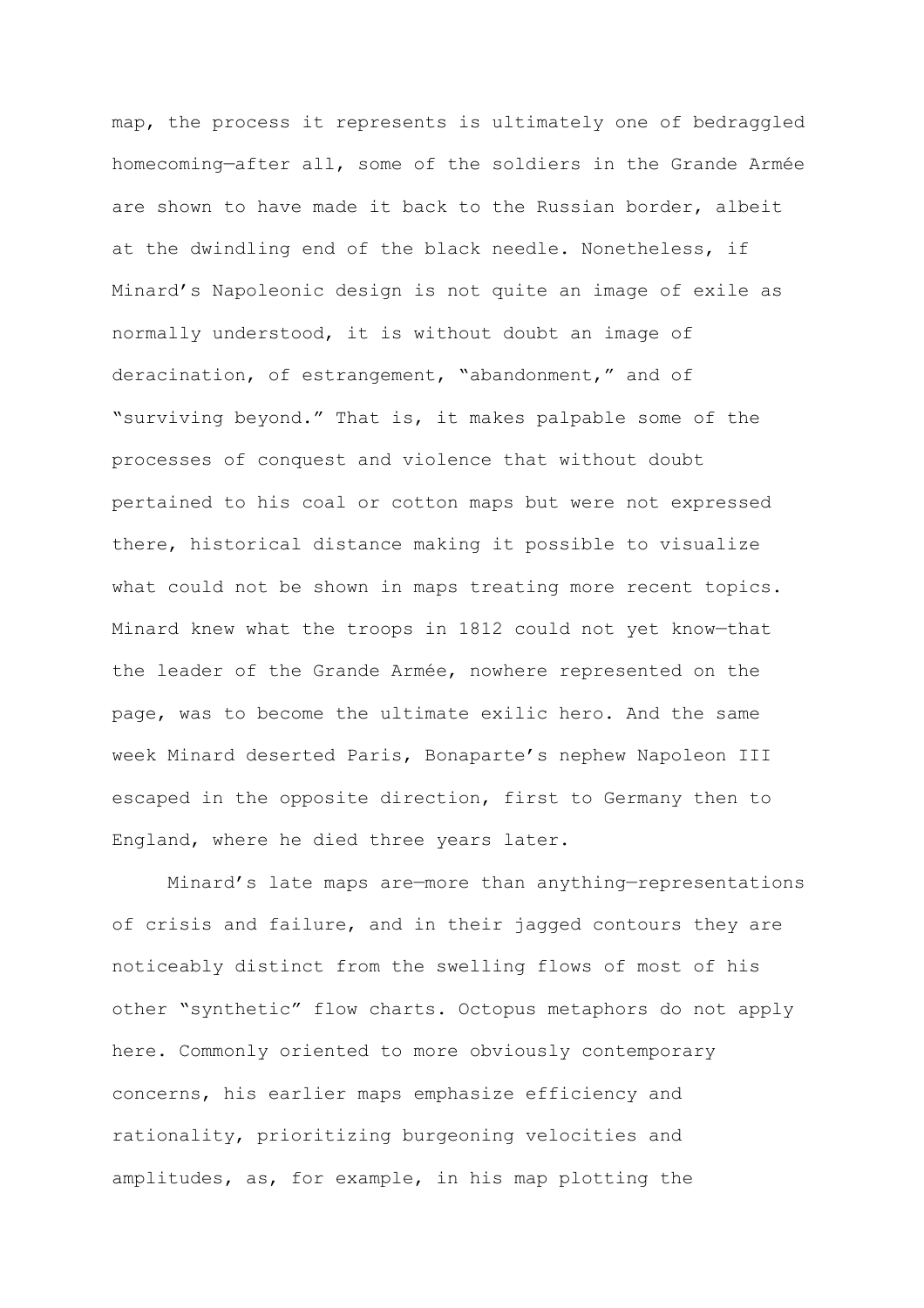map, the process it represents is ultimately one of bedraggled homecoming—after all, some of the soldiers in the Grande Armée are shown to have made it back to the Russian border, albeit at the dwindling end of the black needle. Nonetheless, if Minard's Napoleonic design is not quite an image of exile as normally understood, it is without doubt an image of deracination, of estrangement, "abandonment," and of "surviving beyond." That is, it makes palpable some of the processes of conquest and violence that without doubt pertained to his coal or cotton maps but were not expressed there, historical distance making it possible to visualize what could not be shown in maps treating more recent topics. Minard knew what the troops in 1812 could not yet know—that the leader of the Grande Armée, nowhere represented on the page, was to become the ultimate exilic hero. And the same week Minard deserted Paris, Bonaparte's nephew Napoleon III escaped in the opposite direction, first to Germany then to England, where he died three years later.

Minard's late maps are—more than anything—representations of crisis and failure, and in their jagged contours they are noticeably distinct from the swelling flows of most of his other "synthetic" flow charts. Octopus metaphors do not apply here. Commonly oriented to more obviously contemporary concerns, his earlier maps emphasize efficiency and rationality, prioritizing burgeoning velocities and amplitudes, as, for example, in his map plotting the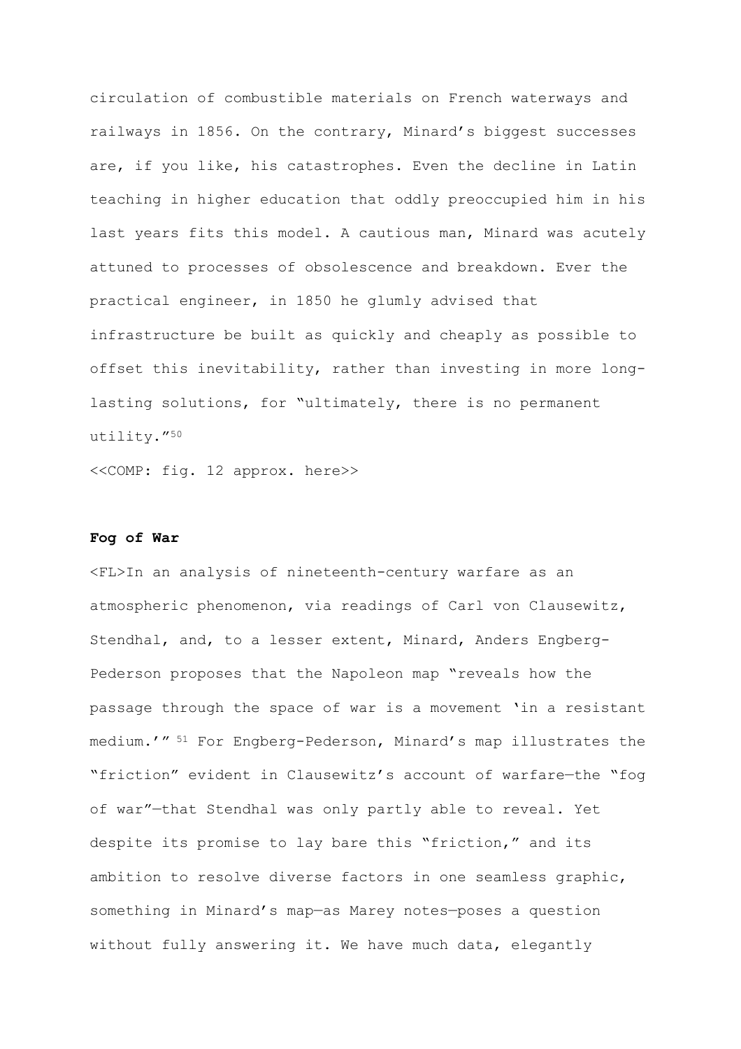circulation of combustible materials on French waterways and railways in 1856. On the contrary, Minard's biggest successes are, if you like, his catastrophes. Even the decline in Latin teaching in higher education that oddly preoccupied him in his last years fits this model. A cautious man, Minard was acutely attuned to processes of obsolescence and breakdown. Ever the practical engineer, in 1850 he glumly advised that infrastructure be built as quickly and cheaply as possible to offset this inevitability, rather than investing in more long-lasting solutions, for "ultimately, there is no permanent utility."[50]

<<COMP: fig. 12 approx. here>>

**Fog of War**

<FL>In an analysis of nineteenth-century warfare as an atmospheric phenomenon, via readings of Carl von Clausewitz, Stendhal, and, to a lesser extent, Minard, Anders Engberg-Pederson proposes that the Napoleon map "reveals how the passage through the space of war is a movement 'in a resistant medium.'"[51] For Engberg-Pederson, Minard's map illustrates the "friction" evident in Clausewitz's account of warfare—the "fog of war"—that Stendhal was only partly able to reveal. Yet despite its promise to lay bare this "friction," and its ambition to resolve diverse factors in one seamless graphic, something in Minard's map—as Marey notes—poses a question without fully answering it. We have much data, elegantly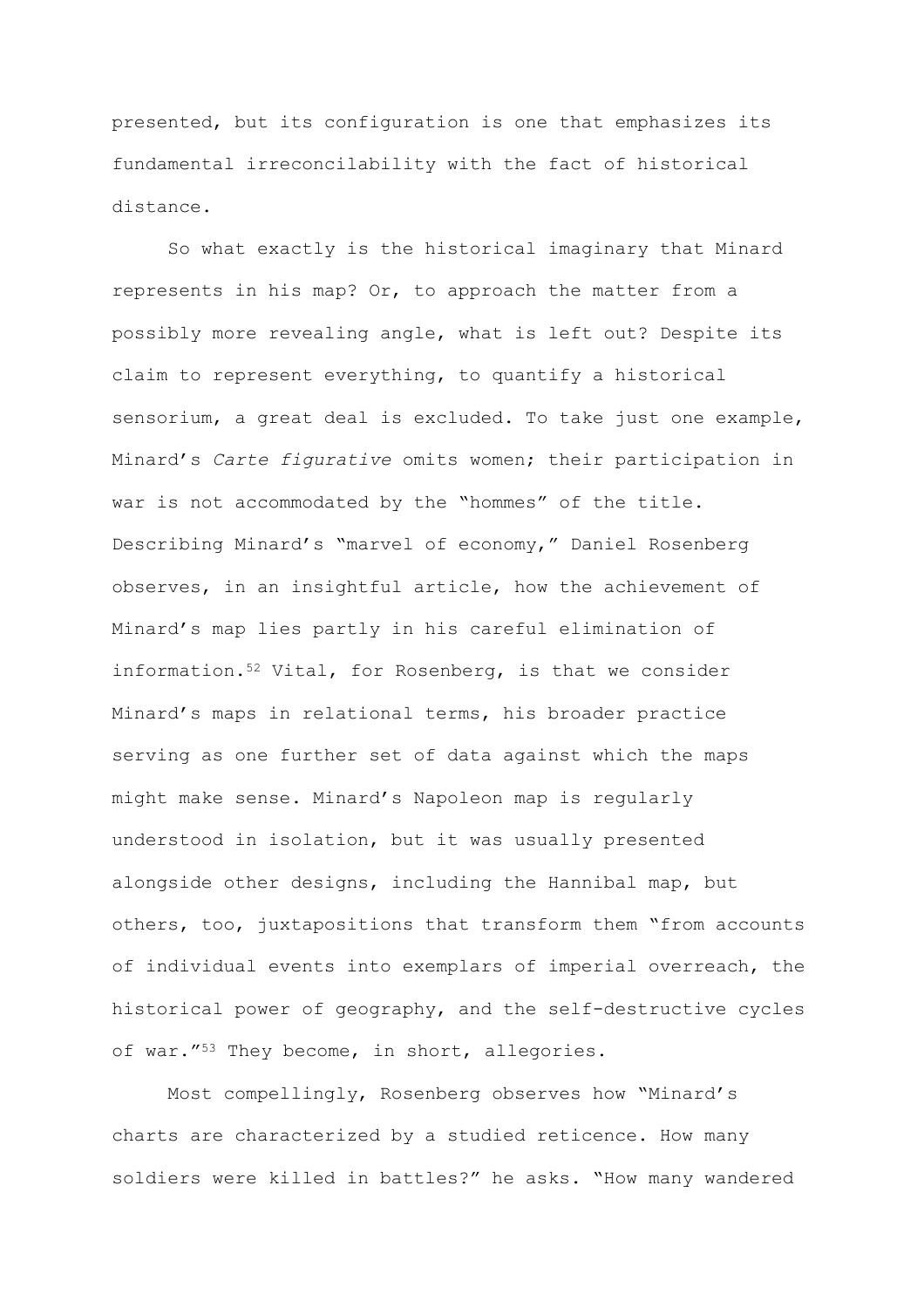presented, but its configuration is one that emphasizes its fundamental irreconcilability with the fact of historical distance.

So what exactly is the historical imaginary that Minard represents in his map? Or, to approach the matter from a possibly more revealing angle, what is left out? Despite its claim to represent everything, to quantify a historical sensorium, a great deal is excluded. To take just one example, Minard's *Carte figurative* omits women; their participation in war is not accommodated by the "hommes" of the title. Describing Minard's "marvel of economy," Daniel Rosenberg observes, in an insightful article, how the achievement of Minard's map lies partly in his careful elimination of information.[52] Vital, for Rosenberg, is that we consider Minard's maps in relational terms, his broader practice serving as one further set of data against which the maps might make sense. Minard's Napoleon map is regularly understood in isolation, but it was usually presented alongside other designs, including the Hannibal map, but others, too, juxtapositions that transform them "from accounts of individual events into exemplars of imperial overreach, the historical power of geography, and the self-destructive cycles of war."[53] They become, in short, allegories.

Most compellingly, Rosenberg observes how "Minard's charts are characterized by a studied reticence. How many soldiers were killed in battles?" he asks. "How many wandered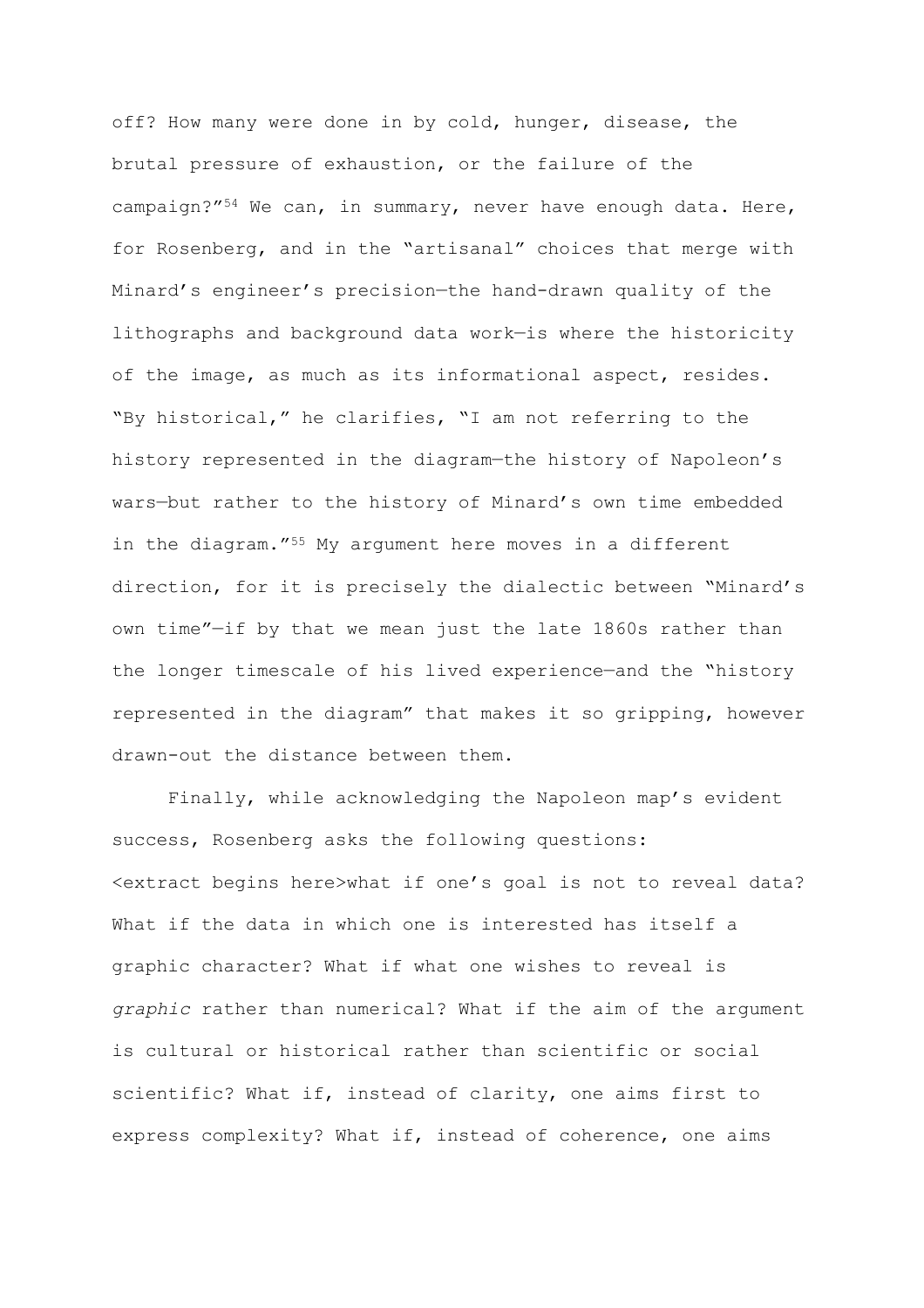off? How many were done in by cold, hunger, disease, the brutal pressure of exhaustion, or the failure of the campaign?"[54] We can, in summary, never have enough data. Here, for Rosenberg, and in the "artisanal" choices that merge with Minard's engineer's precision—the hand-drawn quality of the lithographs and background data work—is where the historicity of the image, as much as its informational aspect, resides. "By historical," he clarifies, "I am not referring to the history represented in the diagram—the history of Napoleon's wars—but rather to the history of Minard's own time embedded in the diagram."[55] My argument here moves in a different direction, for it is precisely the dialectic between "Minard's own time"—if by that we mean just the late 1860s rather than the longer timescale of his lived experience—and the "history represented in the diagram" that makes it so gripping, however drawn-out the distance between them.

Finally, while acknowledging the Napoleon map's evident success, Rosenberg asks the following questions:

<extract begins here>what if one's goal is not to reveal data? What if the data in which one is interested has itself a graphic character? What if what one wishes to reveal is *graphic* rather than numerical? What if the aim of the argument is cultural or historical rather than scientific or social scientific? What if, instead of clarity, one aims first to express complexity? What if, instead of coherence, one aims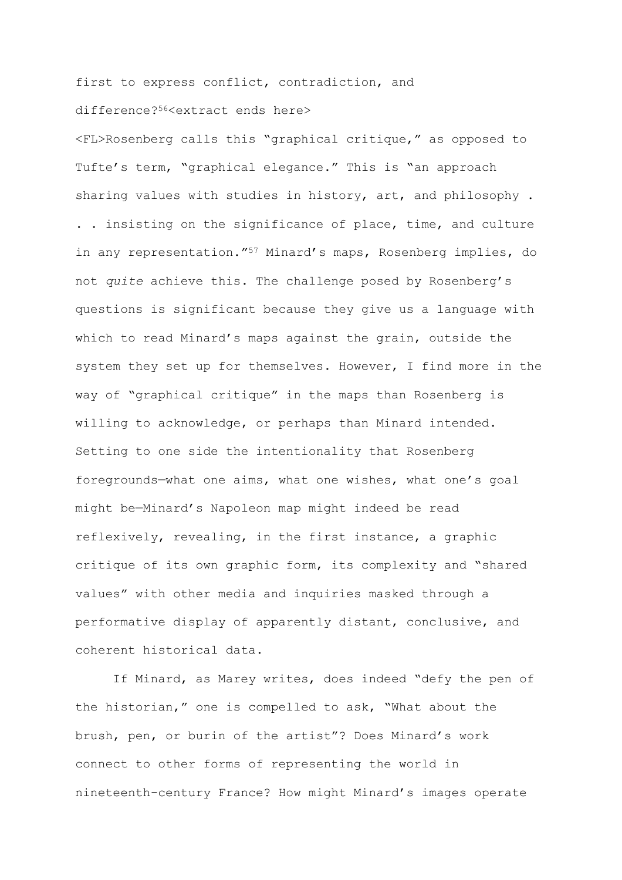first to express conflict, contradiction, and difference?[56]<extract ends here>

<FL>Rosenberg calls this "graphical critique," as opposed to Tufte's term, "graphical elegance." This is "an approach sharing values with studies in history, art, and philosophy . . . insisting on the significance of place, time, and culture in any representation."[57] Minard's maps, Rosenberg implies, do not *quite* achieve this. The challenge posed by Rosenberg's questions is significant because they give us a language with which to read Minard's maps against the grain, outside the system they set up for themselves. However, I find more in the way of "graphical critique" in the maps than Rosenberg is willing to acknowledge, or perhaps than Minard intended. Setting to one side the intentionality that Rosenberg foregrounds—what one aims, what one wishes, what one's goal might be—Minard's Napoleon map might indeed be read reflexively, revealing, in the first instance, a graphic critique of its own graphic form, its complexity and "shared values" with other media and inquiries masked through a performative display of apparently distant, conclusive, and coherent historical data.

If Minard, as Marey writes, does indeed "defy the pen of the historian," one is compelled to ask, "What about the brush, pen, or burin of the artist"? Does Minard's work connect to other forms of representing the world in nineteenth-century France? How might Minard's images operate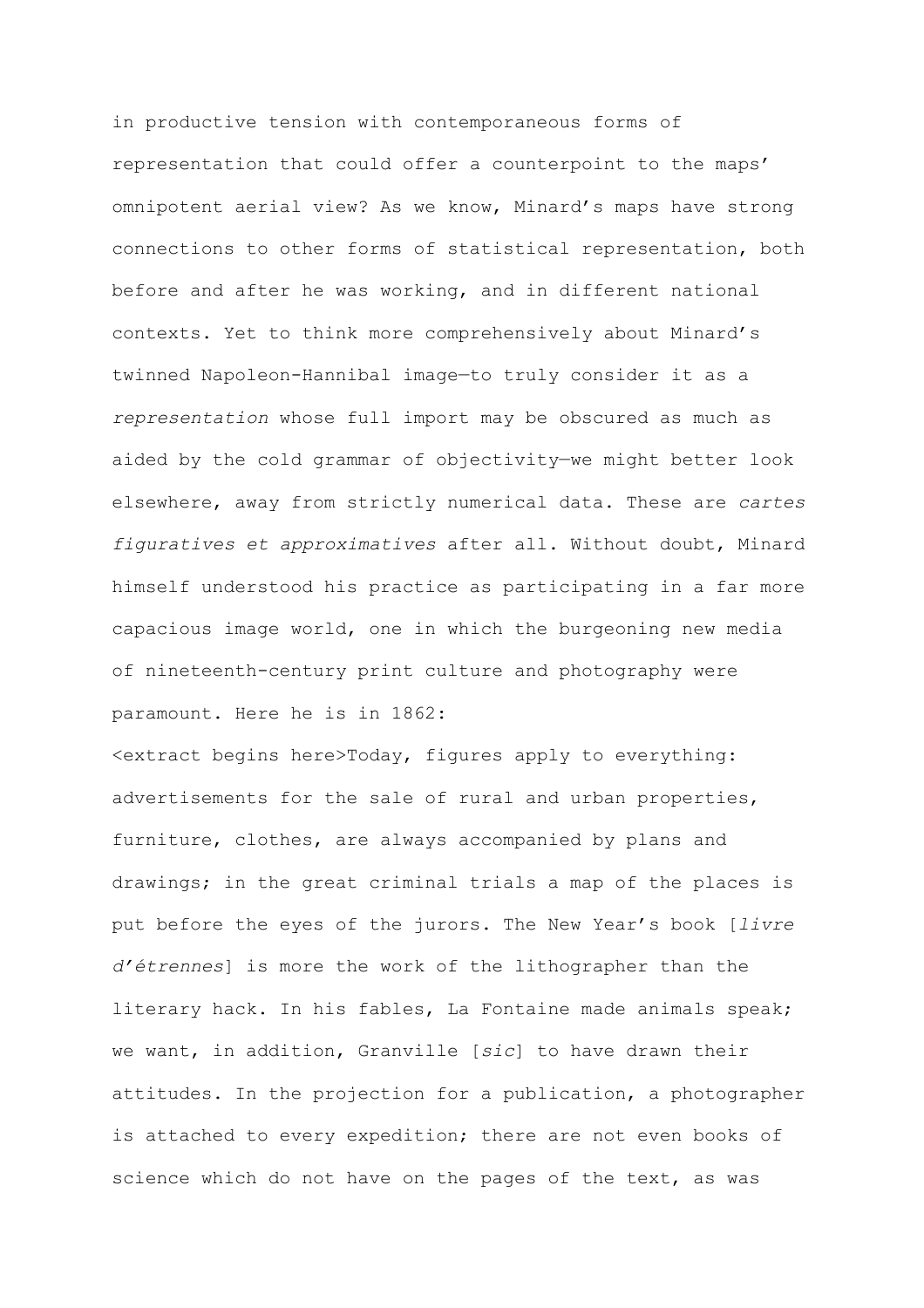in productive tension with contemporaneous forms of representation that could offer a counterpoint to the maps' omnipotent aerial view? As we know, Minard's maps have strong connections to other forms of statistical representation, both before and after he was working, and in different national contexts. Yet to think more comprehensively about Minard's twinned Napoleon-Hannibal image—to truly consider it as a *representation* whose full import may be obscured as much as aided by the cold grammar of objectivity—we might better look elsewhere, away from strictly numerical data. These are *cartes figuratives et approximatives* after all. Without doubt, Minard himself understood his practice as participating in a far more capacious image world, one in which the burgeoning new media of nineteenth-century print culture and photography were paramount. Here he is in 1862:

<extract begins here>Today, figures apply to everything: advertisements for the sale of rural and urban properties, furniture, clothes, are always accompanied by plans and drawings; in the great criminal trials a map of the places is put before the eyes of the jurors. The New Year's book [*livre d'étrennes*] is more the work of the lithographer than the literary hack. In his fables, La Fontaine made animals speak; we want, in addition, Granville [*sic*] to have drawn their attitudes. In the projection for a publication, a photographer is attached to every expedition; there are not even books of science which do not have on the pages of the text, as was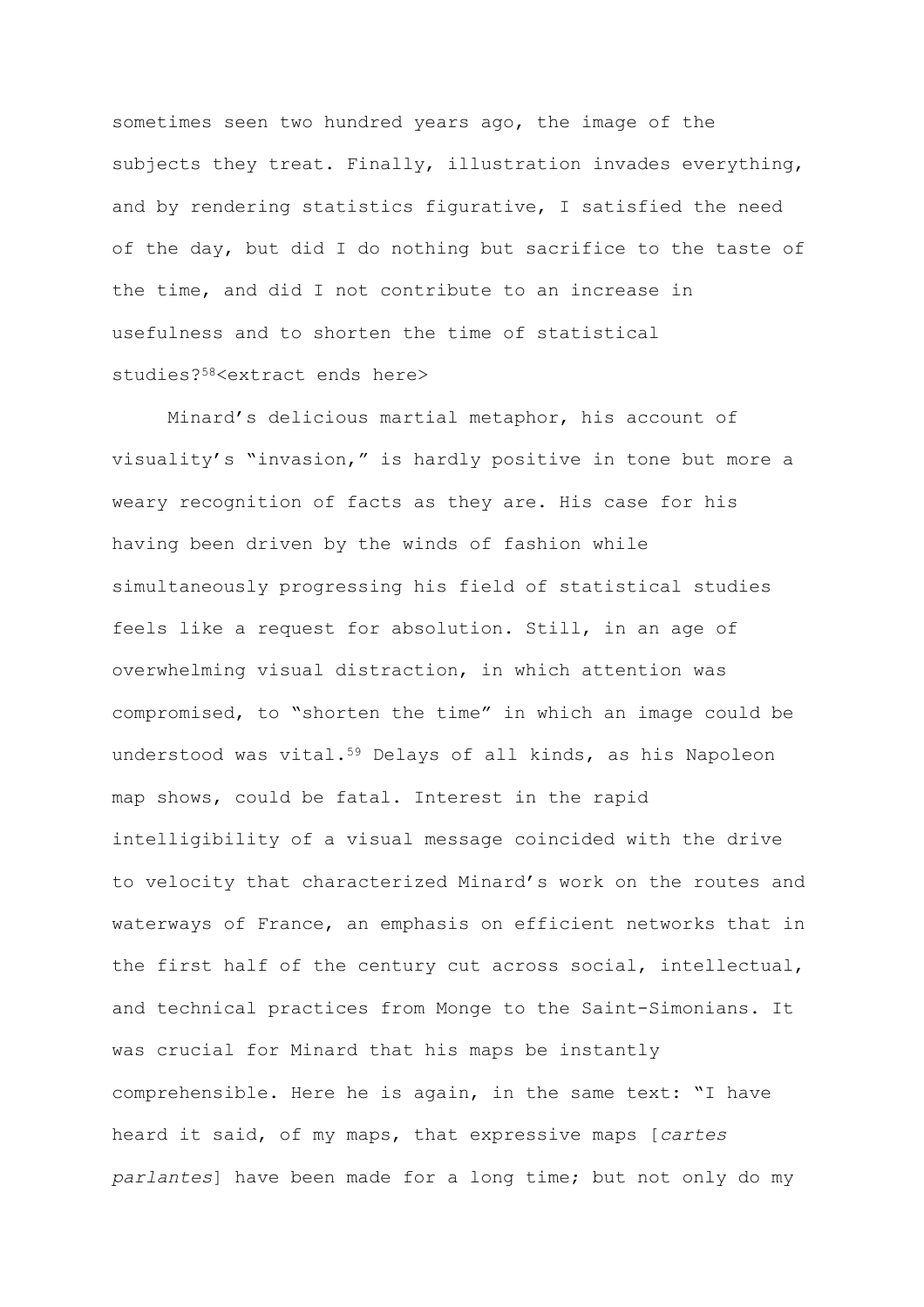sometimes seen two hundred years ago, the image of the subjects they treat. Finally, illustration invades everything, and by rendering statistics figurative, I satisfied the need of the day, but did I do nothing but sacrifice to the taste of the time, and did I not contribute to an increase in usefulness and to shorten the time of statistical studies?[58]<extract ends here>

Minard's delicious martial metaphor, his account of visuality's "invasion," is hardly positive in tone but more a weary recognition of facts as they are. His case for his having been driven by the winds of fashion while simultaneously progressing his field of statistical studies feels like a request for absolution. Still, in an age of overwhelming visual distraction, in which attention was compromised, to "shorten the time" in which an image could be understood was vital.[59] Delays of all kinds, as his Napoleon map shows, could be fatal. Interest in the rapid intelligibility of a visual message coincided with the drive to velocity that characterized Minard's work on the routes and waterways of France, an emphasis on efficient networks that in the first half of the century cut across social, intellectual, and technical practices from Monge to the Saint-Simonians. It was crucial for Minard that his maps be instantly comprehensible. Here he is again, in the same text: "I have heard it said, of my maps, that expressive maps [*cartes parlantes*] have been made for a long time; but not only do my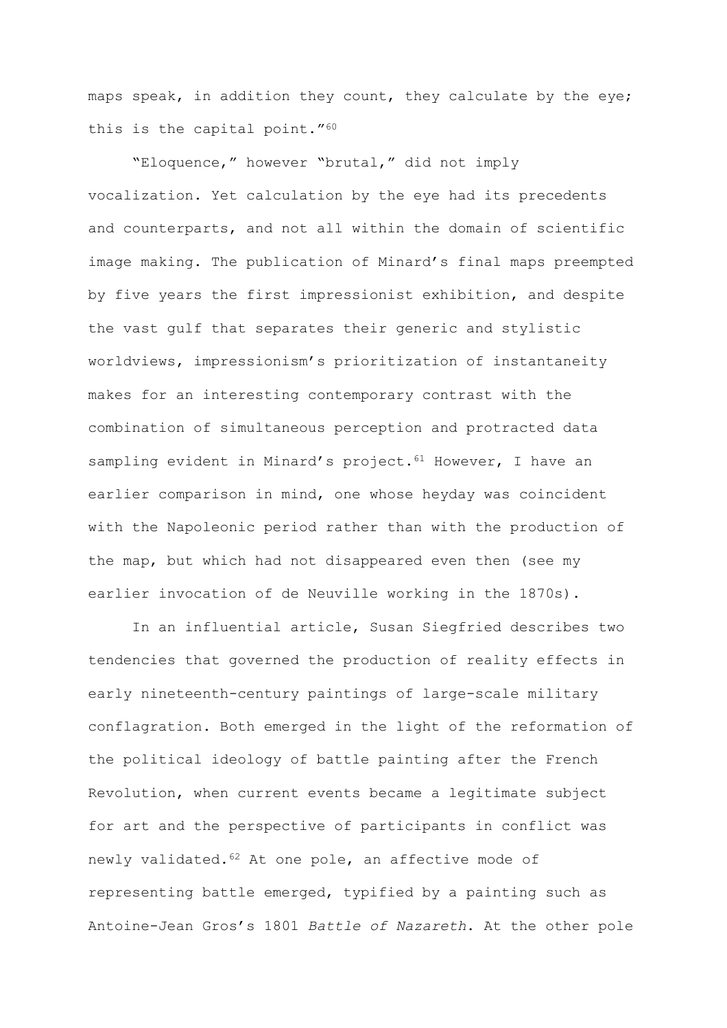maps speak, in addition they count, they calculate by the eye; this is the capital point."[60]

"Eloquence," however "brutal," did not imply vocalization. Yet calculation by the eye had its precedents and counterparts, and not all within the domain of scientific image making. The publication of Minard's final maps preempted by five years the first impressionist exhibition, and despite the vast gulf that separates their generic and stylistic worldviews, impressionism's prioritization of instantaneity makes for an interesting contemporary contrast with the combination of simultaneous perception and protracted data sampling evident in Minard's project.[61] However, I have an earlier comparison in mind, one whose heyday was coincident with the Napoleonic period rather than with the production of the map, but which had not disappeared even then (see my earlier invocation of de Neuville working in the 1870s).

In an influential article, Susan Siegfried describes two tendencies that governed the production of reality effects in early nineteenth-century paintings of large-scale military conflagration. Both emerged in the light of the reformation of the political ideology of battle painting after the French Revolution, when current events became a legitimate subject for art and the perspective of participants in conflict was newly validated.[62] At one pole, an affective mode of representing battle emerged, typified by a painting such as Antoine-Jean Gros's 1801 *Battle of Nazareth*. At the other pole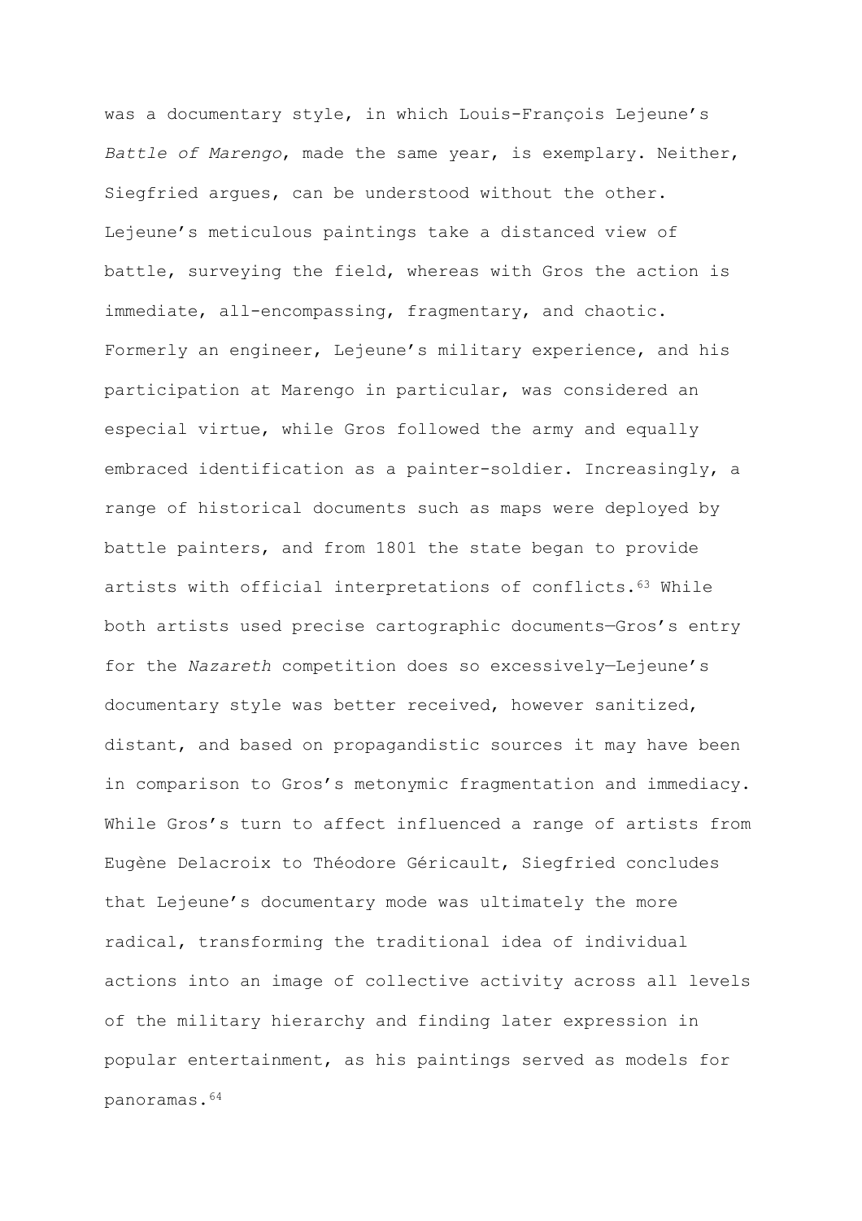was a documentary style, in which Louis-François Lejeune's *Battle of Marengo*, made the same year, is exemplary. Neither, Siegfried argues, can be understood without the other. Lejeune's meticulous paintings take a distanced view of battle, surveying the field, whereas with Gros the action is immediate, all-encompassing, fragmentary, and chaotic. Formerly an engineer, Lejeune's military experience, and his participation at Marengo in particular, was considered an especial virtue, while Gros followed the army and equally embraced identification as a painter-soldier. Increasingly, a range of historical documents such as maps were deployed by battle painters, and from 1801 the state began to provide artists with official interpretations of conflicts.[63] While both artists used precise cartographic documents—Gros's entry for the *Nazareth* competition does so excessively—Lejeune's documentary style was better received, however sanitized, distant, and based on propagandistic sources it may have been in comparison to Gros's metonymic fragmentation and immediacy. While Gros's turn to affect influenced a range of artists from Eugène Delacroix to Théodore Géricault, Siegfried concludes that Lejeune's documentary mode was ultimately the more radical, transforming the traditional idea of individual actions into an image of collective activity across all levels of the military hierarchy and finding later expression in popular entertainment, as his paintings served as models for panoramas.[64]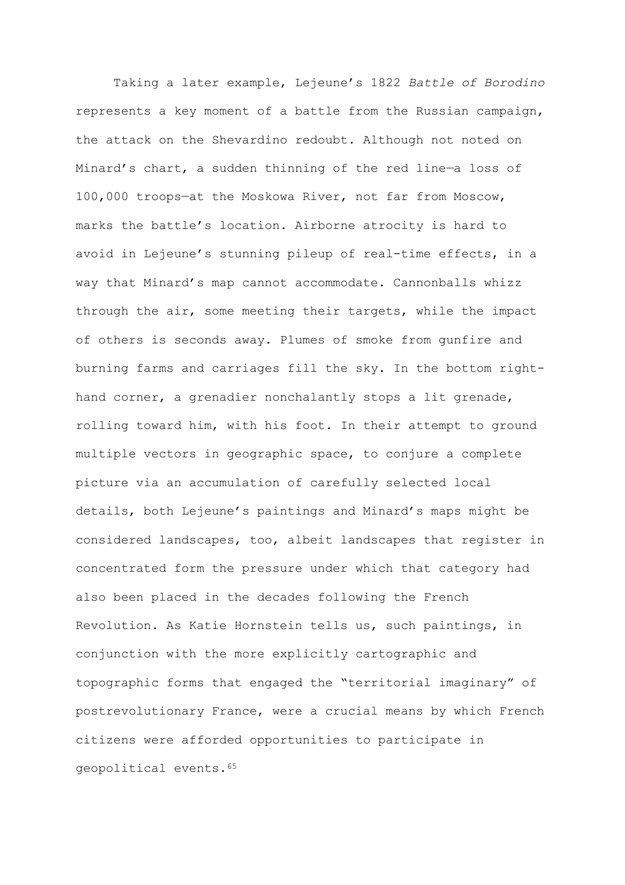Taking a later example, Lejeune's 1822 *Battle of Borodino* represents a key moment of a battle from the Russian campaign, the attack on the Shevardino redoubt. Although not noted on Minard's chart, a sudden thinning of the red line—a loss of 100,000 troops—at the Moskowa River, not far from Moscow, marks the battle's location. Airborne atrocity is hard to avoid in Lejeune's stunning pileup of real-time effects, in a way that Minard's map cannot accommodate. Cannonballs whizz through the air, some meeting their targets, while the impact of others is seconds away. Plumes of smoke from gunfire and burning farms and carriages fill the sky. In the bottom right-hand corner, a grenadier nonchalantly stops a lit grenade, rolling toward him, with his foot. In their attempt to ground multiple vectors in geographic space, to conjure a complete picture via an accumulation of carefully selected local details, both Lejeune's paintings and Minard's maps might be considered landscapes, too, albeit landscapes that register in concentrated form the pressure under which that category had also been placed in the decades following the French Revolution. As Katie Hornstein tells us, such paintings, in conjunction with the more explicitly cartographic and topographic forms that engaged the "territorial imaginary" of postrevolutionary France, were a crucial means by which French citizens were afforded opportunities to participate in geopolitical events.[65]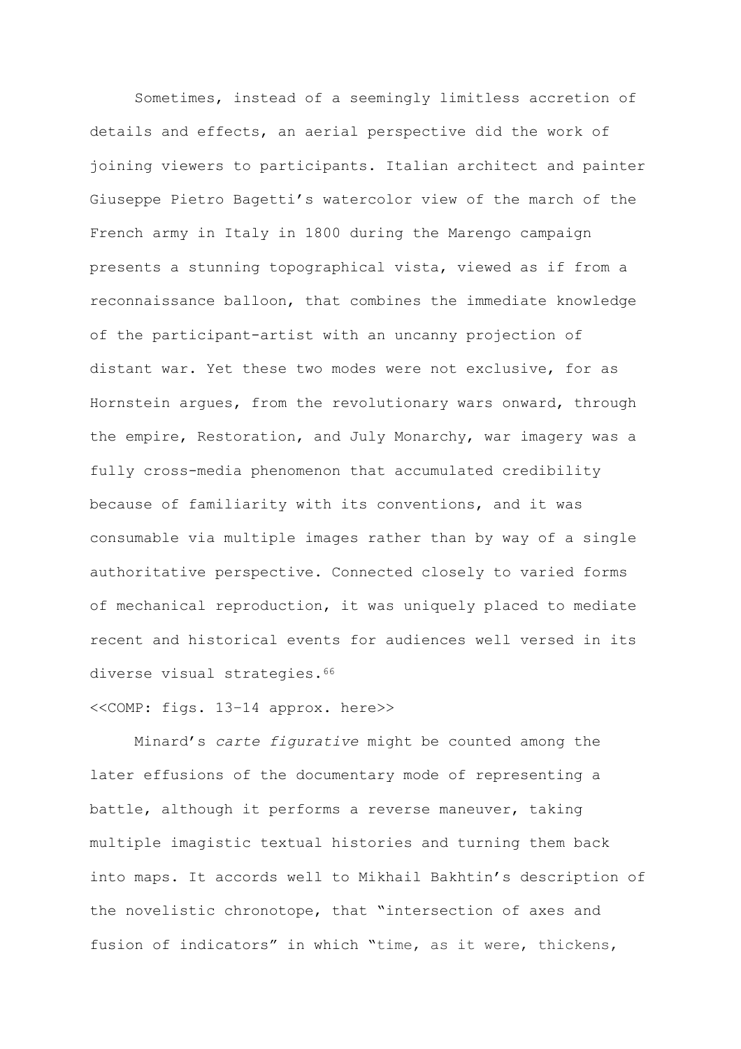Sometimes, instead of a seemingly limitless accretion of details and effects, an aerial perspective did the work of joining viewers to participants. Italian architect and painter Giuseppe Pietro Bagetti's watercolor view of the march of the French army in Italy in 1800 during the Marengo campaign presents a stunning topographical vista, viewed as if from a reconnaissance balloon, that combines the immediate knowledge of the participant-artist with an uncanny projection of distant war. Yet these two modes were not exclusive, for as Hornstein argues, from the revolutionary wars onward, through the empire, Restoration, and July Monarchy, war imagery was a fully cross-media phenomenon that accumulated credibility because of familiarity with its conventions, and it was consumable via multiple images rather than by way of a single authoritative perspective. Connected closely to varied forms of mechanical reproduction, it was uniquely placed to mediate recent and historical events for audiences well versed in its diverse visual strategies.[66]

<<COMP: figs. 13–14 approx. here>>

Minard's *carte figurative* might be counted among the later effusions of the documentary mode of representing a battle, although it performs a reverse maneuver, taking multiple imagistic textual histories and turning them back into maps. It accords well to Mikhail Bakhtin's description of the novelistic chronotope, that "intersection of axes and fusion of indicators" in which "time, as it were, thickens,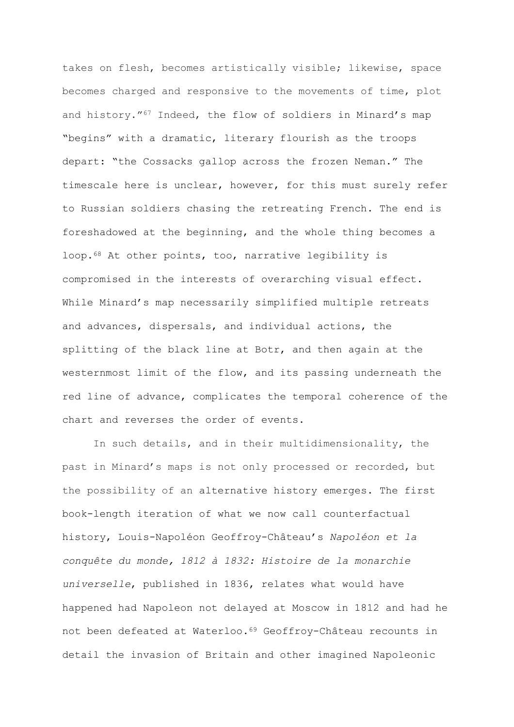takes on flesh, becomes artistically visible; likewise, space becomes charged and responsive to the movements of time, plot and history."[67] Indeed, the flow of soldiers in Minard's map "begins" with a dramatic, literary flourish as the troops depart: "the Cossacks gallop across the frozen Neman." The timescale here is unclear, however, for this must surely refer to Russian soldiers chasing the retreating French. The end is foreshadowed at the beginning, and the whole thing becomes a loop.[68] At other points, too, narrative legibility is compromised in the interests of overarching visual effect. While Minard's map necessarily simplified multiple retreats and advances, dispersals, and individual actions, the splitting of the black line at Botr, and then again at the westernmost limit of the flow, and its passing underneath the red line of advance, complicates the temporal coherence of the chart and reverses the order of events.

In such details, and in their multidimensionality, the past in Minard's maps is not only processed or recorded, but the possibility of an alternative history emerges. The first book-length iteration of what we now call counterfactual history, Louis-Napoléon Geoffroy-Château's *Napoléon et la conquête du monde, 1812 à 1832: Histoire de la monarchie universelle*, published in 1836, relates what would have happened had Napoleon not delayed at Moscow in 1812 and had he not been defeated at Waterloo.[69] Geoffroy-Château recounts in detail the invasion of Britain and other imagined Napoleonic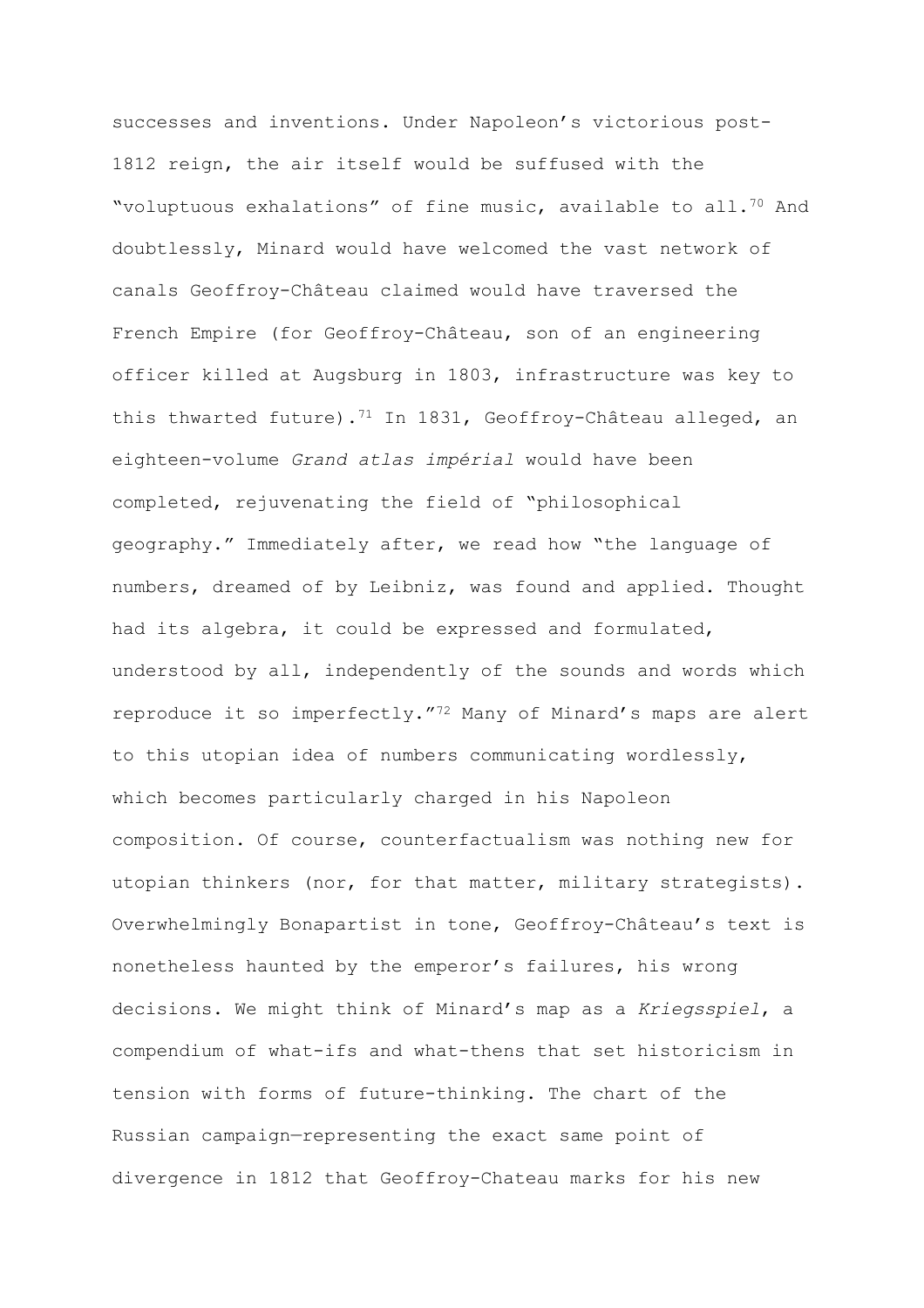successes and inventions. Under Napoleon's victorious post-1812 reign, the air itself would be suffused with the "voluptuous exhalations" of fine music, available to all.[70] And doubtlessly, Minard would have welcomed the vast network of canals Geoffroy-Château claimed would have traversed the French Empire (for Geoffroy-Château, son of an engineering officer killed at Augsburg in 1803, infrastructure was key to this thwarted future).[71] In 1831, Geoffroy-Château alleged, an eighteen-volume *Grand atlas impérial* would have been completed, rejuvenating the field of "philosophical geography." Immediately after, we read how "the language of numbers, dreamed of by Leibniz, was found and applied. Thought had its algebra, it could be expressed and formulated, understood by all, independently of the sounds and words which reproduce it so imperfectly."[72] Many of Minard's maps are alert to this utopian idea of numbers communicating wordlessly, which becomes particularly charged in his Napoleon composition. Of course, counterfactualism was nothing new for utopian thinkers (nor, for that matter, military strategists). Overwhelmingly Bonapartist in tone, Geoffroy-Château's text is nonetheless haunted by the emperor's failures, his wrong decisions. We might think of Minard's map as a *Kriegsspiel*, a compendium of what-ifs and what-thens that set historicism in tension with forms of future-thinking. The chart of the Russian campaign—representing the exact same point of divergence in 1812 that Geoffroy-Chateau marks for his new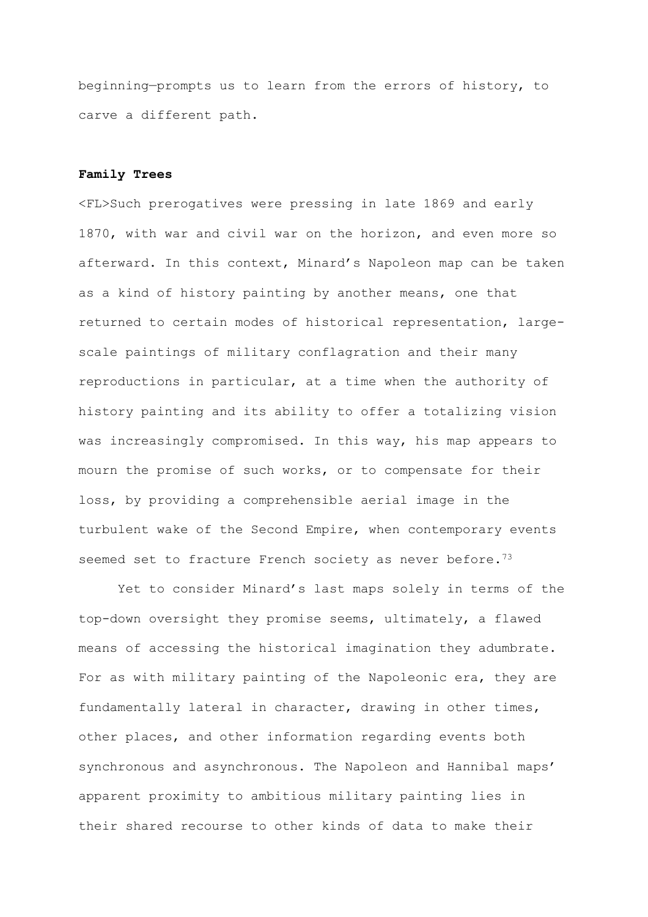beginning—prompts us to learn from the errors of history, to carve a different path.

**Family Trees**

<FL>Such prerogatives were pressing in late 1869 and early 1870, with war and civil war on the horizon, and even more so afterward. In this context, Minard's Napoleon map can be taken as a kind of history painting by another means, one that returned to certain modes of historical representation, large-scale paintings of military conflagration and their many reproductions in particular, at a time when the authority of history painting and its ability to offer a totalizing vision was increasingly compromised. In this way, his map appears to mourn the promise of such works, or to compensate for their loss, by providing a comprehensible aerial image in the turbulent wake of the Second Empire, when contemporary events seemed set to fracture French society as never before.[73]

Yet to consider Minard's last maps solely in terms of the top-down oversight they promise seems, ultimately, a flawed means of accessing the historical imagination they adumbrate. For as with military painting of the Napoleonic era, they are fundamentally lateral in character, drawing in other times, other places, and other information regarding events both synchronous and asynchronous. The Napoleon and Hannibal maps' apparent proximity to ambitious military painting lies in their shared recourse to other kinds of data to make their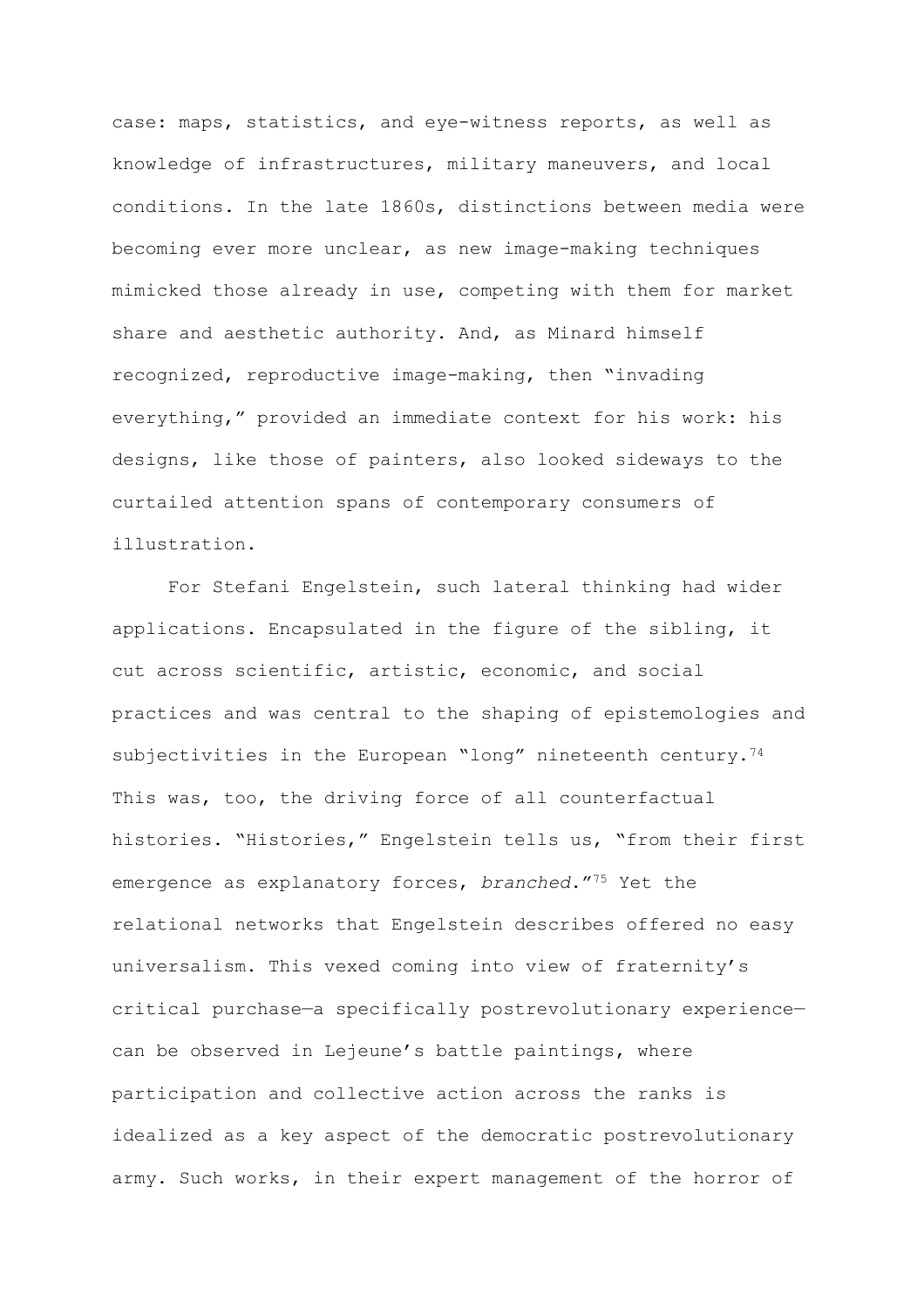case: maps, statistics, and eye-witness reports, as well as knowledge of infrastructures, military maneuvers, and local conditions. In the late 1860s, distinctions between media were becoming ever more unclear, as new image-making techniques mimicked those already in use, competing with them for market share and aesthetic authority. And, as Minard himself recognized, reproductive image-making, then "invading everything," provided an immediate context for his work: his designs, like those of painters, also looked sideways to the curtailed attention spans of contemporary consumers of illustration.

For Stefani Engelstein, such lateral thinking had wider applications. Encapsulated in the figure of the sibling, it cut across scientific, artistic, economic, and social practices and was central to the shaping of epistemologies and subjectivities in the European "long" nineteenth century.[74] This was, too, the driving force of all counterfactual histories. "Histories," Engelstein tells us, "from their first emergence as explanatory forces, *branched*."[75] Yet the relational networks that Engelstein describes offered no easy universalism. This vexed coming into view of fraternity's critical purchase—a specifically postrevolutionary experience—can be observed in Lejeune's battle paintings, where participation and collective action across the ranks is idealized as a key aspect of the democratic postrevolutionary army. Such works, in their expert management of the horror of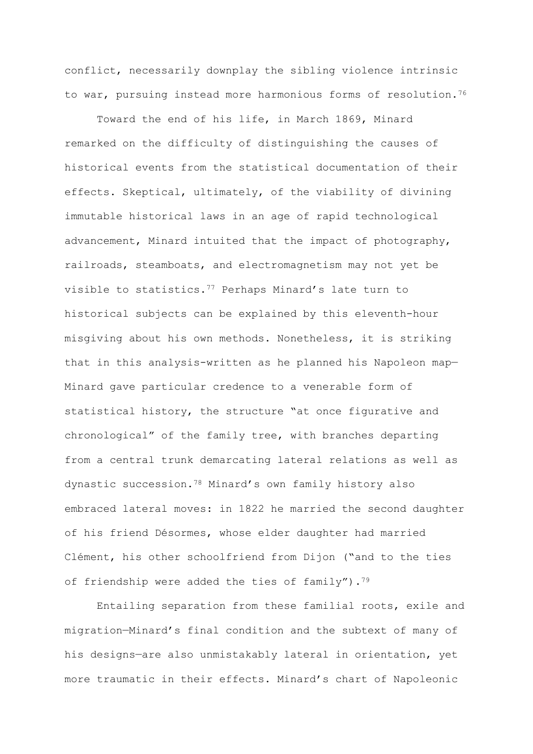conflict, necessarily downplay the sibling violence intrinsic to war, pursuing instead more harmonious forms of resolution.[76]

Toward the end of his life, in March 1869, Minard remarked on the difficulty of distinguishing the causes of historical events from the statistical documentation of their effects. Skeptical, ultimately, of the viability of divining immutable historical laws in an age of rapid technological advancement, Minard intuited that the impact of photography, railroads, steamboats, and electromagnetism may not yet be visible to statistics.[77] Perhaps Minard's late turn to historical subjects can be explained by this eleventh-hour misgiving about his own methods. Nonetheless, it is striking that in this analysis-written as he planned his Napoleon map—Minard gave particular credence to a venerable form of statistical history, the structure "at once figurative and chronological" of the family tree, with branches departing from a central trunk demarcating lateral relations as well as dynastic succession.[78] Minard's own family history also embraced lateral moves: in 1822 he married the second daughter of his friend Désormes, whose elder daughter had married Clément, his other schoolfriend from Dijon ("and to the ties of friendship were added the ties of family").[79]

Entailing separation from these familial roots, exile and migration—Minard's final condition and the subtext of many of his designs—are also unmistakably lateral in orientation, yet more traumatic in their effects. Minard's chart of Napoleonic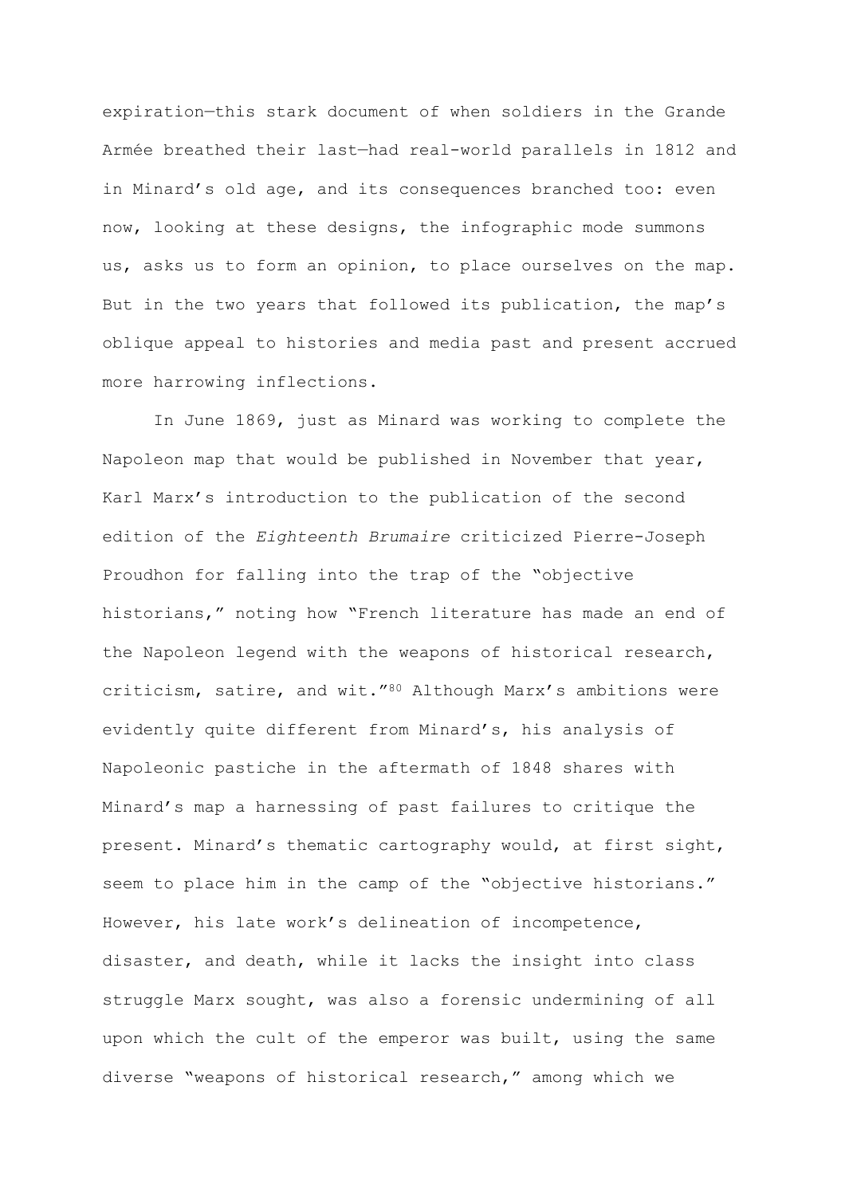expiration—this stark document of when soldiers in the Grande Armée breathed their last—had real-world parallels in 1812 and in Minard's old age, and its consequences branched too: even now, looking at these designs, the infographic mode summons us, asks us to form an opinion, to place ourselves on the map. But in the two years that followed its publication, the map's oblique appeal to histories and media past and present accrued more harrowing inflections.

In June 1869, just as Minard was working to complete the Napoleon map that would be published in November that year, Karl Marx's introduction to the publication of the second edition of the *Eighteenth Brumaire* criticized Pierre-Joseph Proudhon for falling into the trap of the "objective historians," noting how "French literature has made an end of the Napoleon legend with the weapons of historical research, criticism, satire, and wit."[80] Although Marx's ambitions were evidently quite different from Minard's, his analysis of Napoleonic pastiche in the aftermath of 1848 shares with Minard's map a harnessing of past failures to critique the present. Minard's thematic cartography would, at first sight, seem to place him in the camp of the "objective historians." However, his late work's delineation of incompetence, disaster, and death, while it lacks the insight into class struggle Marx sought, was also a forensic undermining of all upon which the cult of the emperor was built, using the same diverse "weapons of historical research," among which we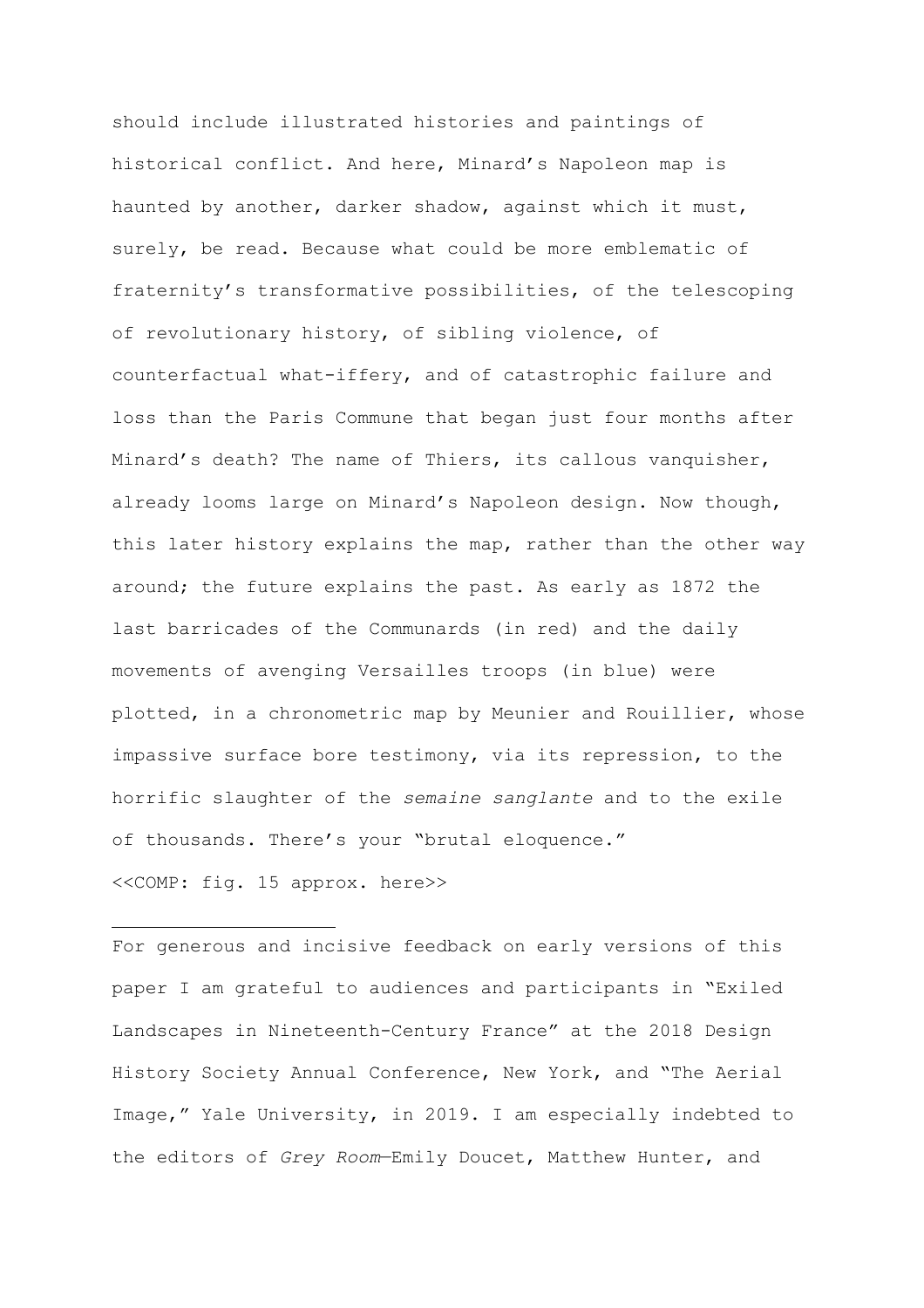should include illustrated histories and paintings of historical conflict. And here, Minard's Napoleon map is haunted by another, darker shadow, against which it must, surely, be read. Because what could be more emblematic of fraternity's transformative possibilities, of the telescoping of revolutionary history, of sibling violence, of counterfactual what-iffery, and of catastrophic failure and loss than the Paris Commune that began just four months after Minard's death? The name of Thiers, its callous vanquisher, already looms large on Minard's Napoleon design. Now though, this later history explains the map, rather than the other way around; the future explains the past. As early as 1872 the last barricades of the Communards (in red) and the daily movements of avenging Versailles troops (in blue) were plotted, in a chronometric map by Meunier and Rouillier, whose impassive surface bore testimony, via its repression, to the horrific slaughter of the *semaine sanglante* and to the exile of thousands. There's your "brutal eloquence."

<<COMP: fig. 15 approx. here>>

---

For generous and incisive feedback on early versions of this paper I am grateful to audiences and participants in "Exiled Landscapes in Nineteenth-Century France" at the 2018 Design History Society Annual Conference, New York, and "The Aerial Image," Yale University, in 2019. I am especially indebted to the editors of *Grey Room*—Emily Doucet, Matthew Hunter, and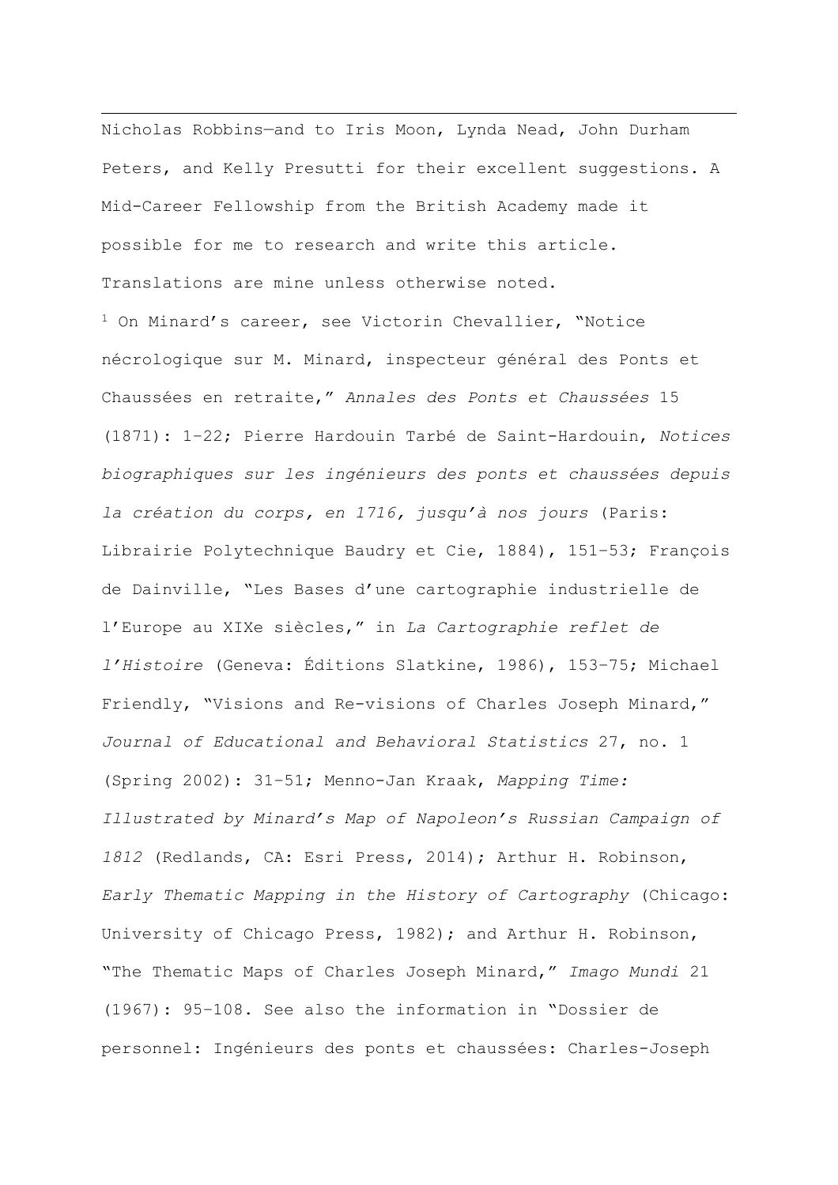Nicholas Robbins—and to Iris Moon, Lynda Nead, John Durham Peters, and Kelly Presutti for their excellent suggestions. A Mid-Career Fellowship from the British Academy made it possible for me to research and write this article. Translations are mine unless otherwise noted.

[1] On Minard's career, see Victorin Chevallier, "Notice nécrologique sur M. Minard, inspecteur général des Ponts et Chaussées en retraite," *Annales des Ponts et Chaussées* 15 (1871): 1–22; Pierre Hardouin Tarbé de Saint-Hardouin, *Notices biographiques sur les ingénieurs des ponts et chaussées depuis la création du corps, en 1716, jusqu'à nos jours* (Paris: Librairie Polytechnique Baudry et Cie, 1884), 151–53; François de Dainville, "Les Bases d'une cartographie industrielle de l'Europe au XIXe siècles," in *La Cartographie reflet de l'Histoire* (Geneva: Éditions Slatkine, 1986), 153–75; Michael Friendly, "Visions and Re-visions of Charles Joseph Minard," *Journal of Educational and Behavioral Statistics* 27, no. 1 (Spring 2002): 31–51; Menno-Jan Kraak, *Mapping Time: Illustrated by Minard's Map of Napoleon's Russian Campaign of 1812* (Redlands, CA: Esri Press, 2014); Arthur H. Robinson, *Early Thematic Mapping in the History of Cartography* (Chicago: University of Chicago Press, 1982); and Arthur H. Robinson, "The Thematic Maps of Charles Joseph Minard," *Imago Mundi* 21 (1967): 95–108. See also the information in "Dossier de personnel: Ingénieurs des ponts et chaussées: Charles-Joseph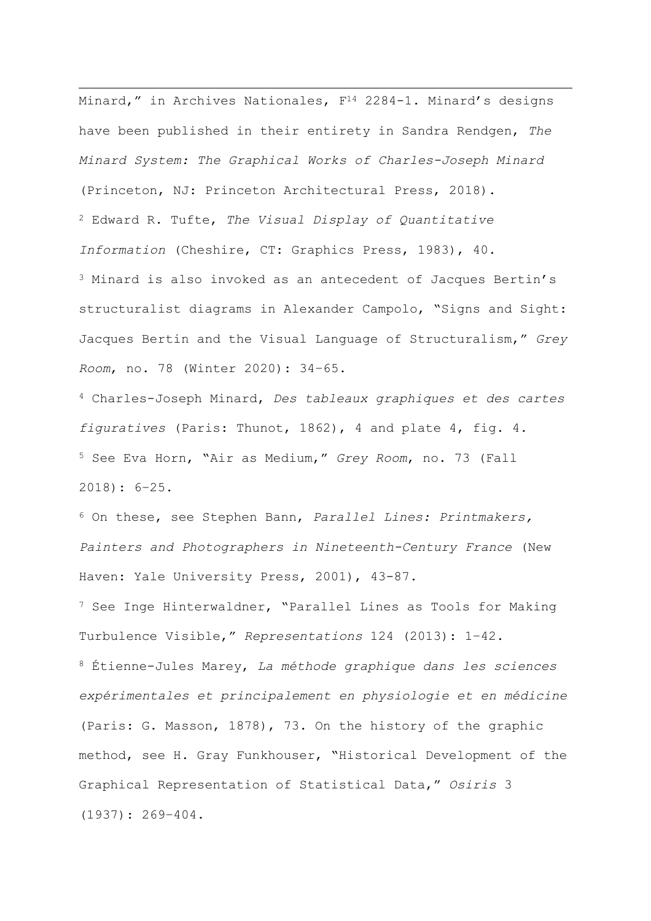Minard," in Archives Nationales, $F^{14}$ 2284-1. Minard's designs have been published in their entirety in Sandra Rendgen, *The Minard System: The Graphical Works of Charles-Joseph Minard* (Princeton, NJ: Princeton Architectural Press, 2018).

[2] Edward R. Tufte, *The Visual Display of Quantitative Information* (Cheshire, CT: Graphics Press, 1983), 40.

[3] Minard is also invoked as an antecedent of Jacques Bertin's structuralist diagrams in Alexander Campolo, "Signs and Sight: Jacques Bertin and the Visual Language of Structuralism," *Grey Room*, no. 78 (Winter 2020): 34–65.

[4] Charles-Joseph Minard, *Des tableaux graphiques et des cartes figuratives* (Paris: Thunot, 1862), 4 and plate 4, fig. 4.

[5] See Eva Horn, "Air as Medium," *Grey Room*, no. 73 (Fall 2018): 6–25.

[6] On these, see Stephen Bann, *Parallel Lines: Printmakers, Painters and Photographers in Nineteenth-Century France* (New Haven: Yale University Press, 2001), 43-87.

[7] See Inge Hinterwaldner, "Parallel Lines as Tools for Making Turbulence Visible," *Representations* 124 (2013): 1–42.

[8] Étienne-Jules Marey, *La méthode graphique dans les sciences expérimentales et principalement en physiologie et en médicine* (Paris: G. Masson, 1878), 73. On the history of the graphic method, see H. Gray Funkhouser, "Historical Development of the Graphical Representation of Statistical Data," *Osiris* 3 (1937): 269–404.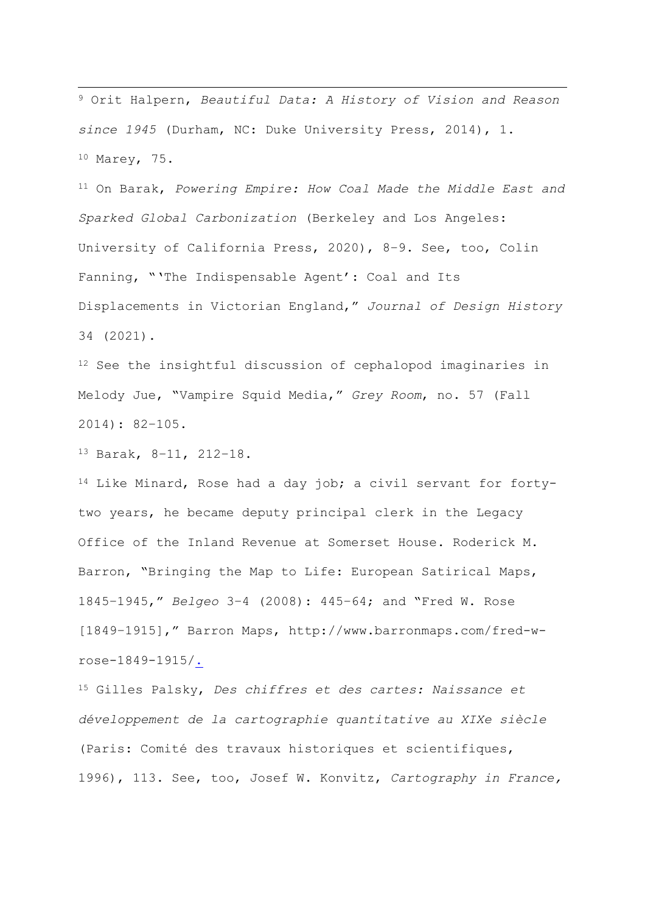[9] Orit Halpern, *Beautiful Data: A History of Vision and Reason since 1945* (Durham, NC: Duke University Press, 2014), 1.

[10] Marey, 75.

[11] On Barak, *Powering Empire: How Coal Made the Middle East and Sparked Global Carbonization* (Berkeley and Los Angeles: University of California Press, 2020), 8–9. See, too, Colin Fanning, "'The Indispensable Agent': Coal and Its Displacements in Victorian England," *Journal of Design History* 34 (2021).

[12] See the insightful discussion of cephalopod imaginaries in Melody Jue, "Vampire Squid Media," *Grey Room*, no. 57 (Fall 2014): 82–105.

[13] Barak, 8–11, 212–18.

[14] Like Minard, Rose had a day job; a civil servant for forty-two years, he became deputy principal clerk in the Legacy Office of the Inland Revenue at Somerset House. Roderick M. Barron, "Bringing the Map to Life: European Satirical Maps, 1845–1945," *Belgeo* 3–4 (2008): 445–64; and "Fred W. Rose [1849–1915]," Barron Maps, http://www.barronmaps.com/fred-w-rose-1849-1915/.

[15] Gilles Palsky, *Des chiffres et des cartes: Naissance et développement de la cartographie quantitative au XIXe siècle* (Paris: Comité des travaux historiques et scientifiques, 1996), 113. See, too, Josef W. Konvitz, *Cartography in France,*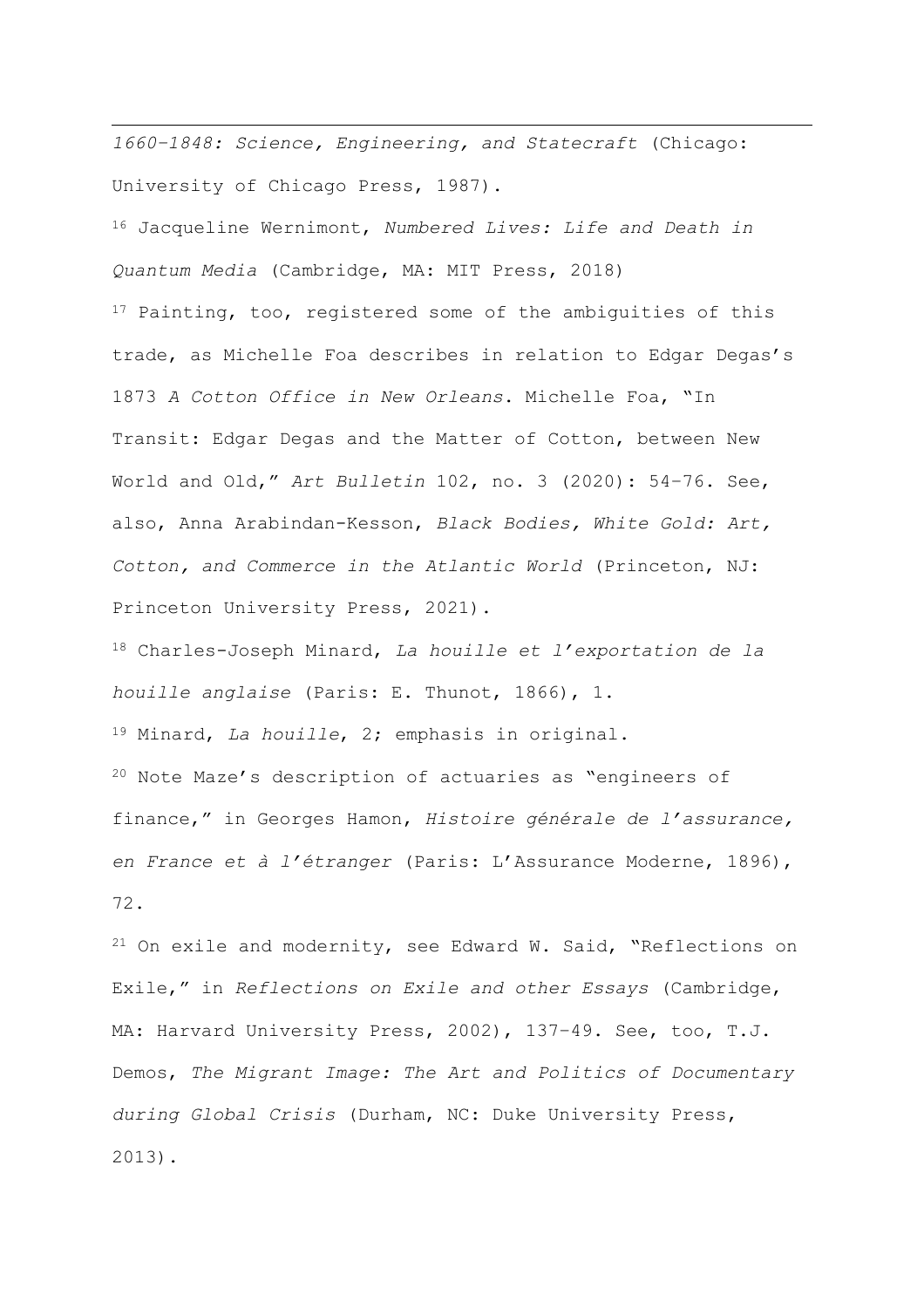*1660–1848: Science, Engineering, and Statecraft* (Chicago: University of Chicago Press, 1987).

[16] Jacqueline Wernimont, *Numbered Lives: Life and Death in Quantum Media* (Cambridge, MA: MIT Press, 2018)

[17] Painting, too, registered some of the ambiguities of this trade, as Michelle Foa describes in relation to Edgar Degas's 1873 *A Cotton Office in New Orleans*. Michelle Foa, "In Transit: Edgar Degas and the Matter of Cotton, between New World and Old," *Art Bulletin* 102, no. 3 (2020): 54–76. See, also, Anna Arabindan-Kesson, *Black Bodies, White Gold: Art, Cotton, and Commerce in the Atlantic World* (Princeton, NJ: Princeton University Press, 2021).

[18] Charles-Joseph Minard, *La houille et l'exportation de la houille anglaise* (Paris: E. Thunot, 1866), 1.

[19] Minard, *La houille*, 2; emphasis in original.

[20] Note Maze's description of actuaries as "engineers of finance," in Georges Hamon, *Histoire générale de l'assurance, en France et à l'étranger* (Paris: L'Assurance Moderne, 1896), 72.

[21] On exile and modernity, see Edward W. Said, "Reflections on Exile," in *Reflections on Exile and other Essays* (Cambridge, MA: Harvard University Press, 2002), 137–49. See, too, T.J. Demos, *The Migrant Image: The Art and Politics of Documentary during Global Crisis* (Durham, NC: Duke University Press, 2013).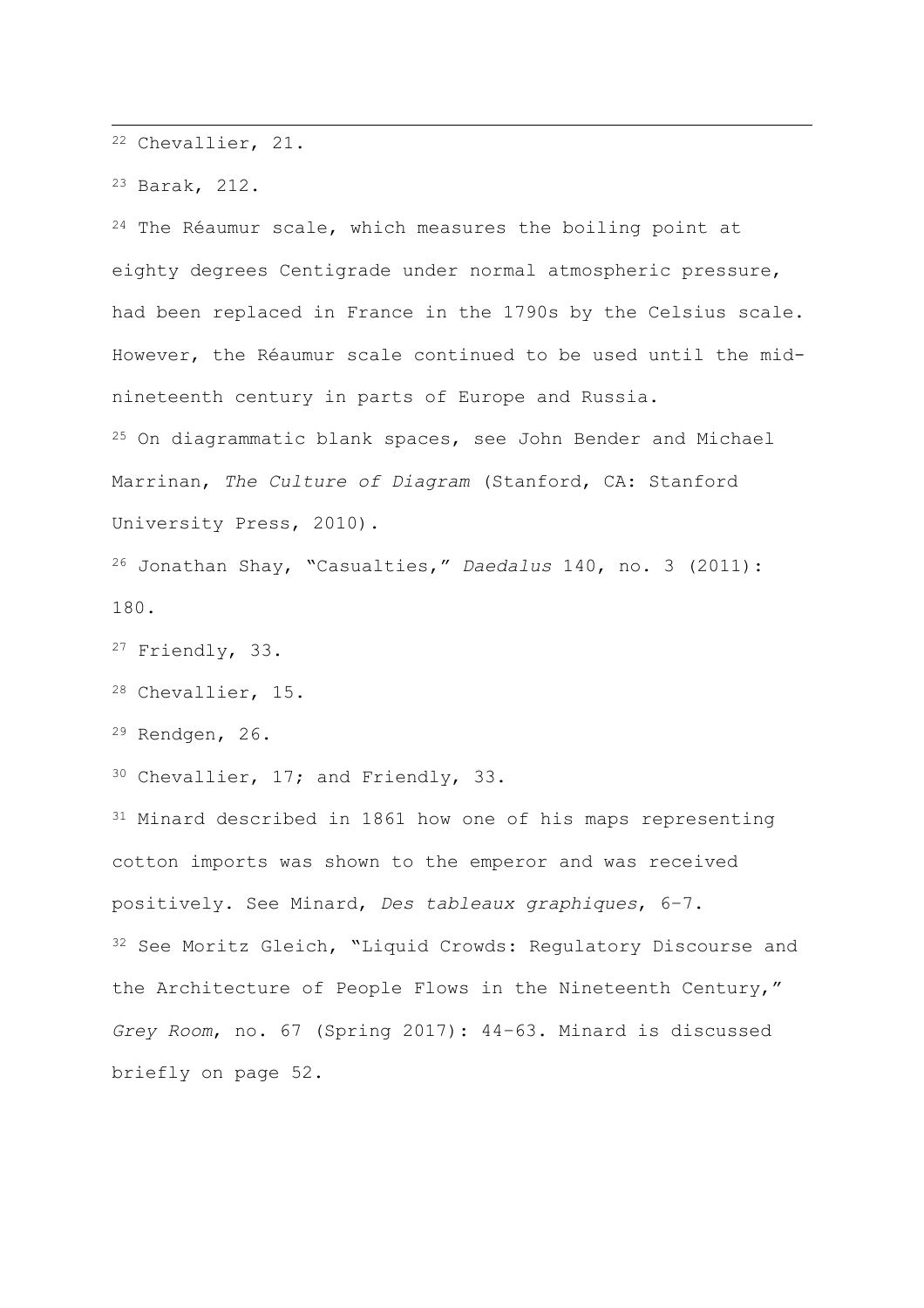[22] Chevallier, 21.

[23] Barak, 212.

[24] The Réaumur scale, which measures the boiling point at eighty degrees Centigrade under normal atmospheric pressure, had been replaced in France in the 1790s by the Celsius scale. However, the Réaumur scale continued to be used until the mid-nineteenth century in parts of Europe and Russia.

[25] On diagrammatic blank spaces, see John Bender and Michael Marrinan, *The Culture of Diagram* (Stanford, CA: Stanford University Press, 2010).

[26] Jonathan Shay, "Casualties," *Daedalus* 140, no. 3 (2011): 180.

[27] Friendly, 33.

[28] Chevallier, 15.

[29] Rendgen, 26.

[30] Chevallier, 17; and Friendly, 33.

[31] Minard described in 1861 how one of his maps representing cotton imports was shown to the emperor and was received positively. See Minard, *Des tableaux graphiques*, 6–7.

[32] See Moritz Gleich, "Liquid Crowds: Regulatory Discourse and the Architecture of People Flows in the Nineteenth Century," *Grey Room*, no. 67 (Spring 2017): 44–63. Minard is discussed briefly on page 52.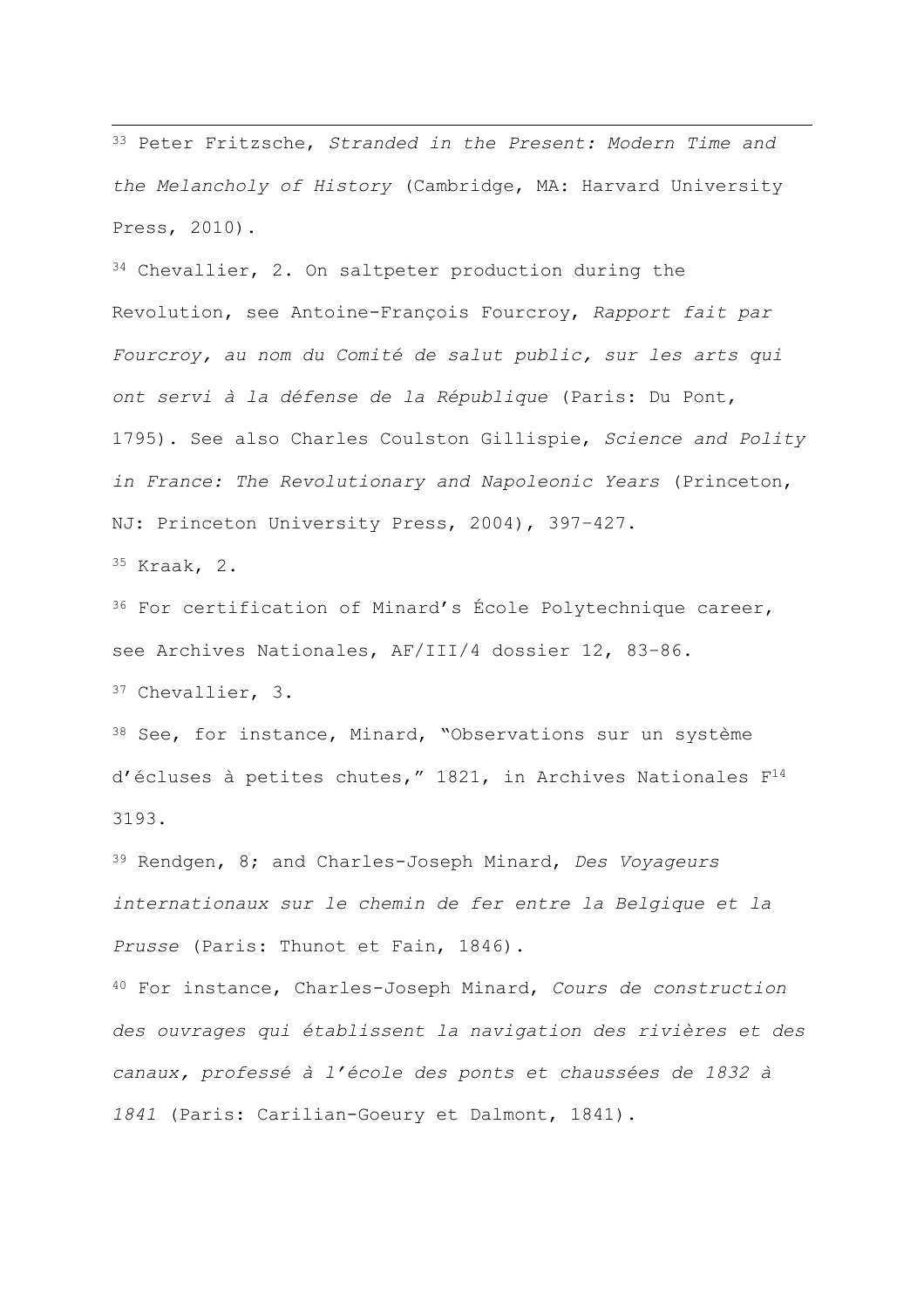[33] Peter Fritzsche, *Stranded in the Present: Modern Time and the Melancholy of History* (Cambridge, MA: Harvard University Press, 2010).

[34] Chevallier, 2. On saltpeter production during the Revolution, see Antoine-François Fourcroy, *Rapport fait par Fourcroy, au nom du Comité de salut public, sur les arts qui ont servi à la défense de la République* (Paris: Du Pont, 1795). See also Charles Coulston Gillispie, *Science and Polity in France: The Revolutionary and Napoleonic Years* (Princeton, NJ: Princeton University Press, 2004), 397–427.

[35] Kraak, 2.

[36] For certification of Minard's École Polytechnique career, see Archives Nationales, AF/III/4 dossier 12, 83–86.

[37] Chevallier, 3.

[38] See, for instance, Minard, "Observations sur un système d'écluses à petites chutes," 1821, in Archives Nationales $F^{14}$ 3193.

[39] Rendgen, 8; and Charles-Joseph Minard, *Des Voyageurs internationaux sur le chemin de fer entre la Belgique et la Prusse* (Paris: Thunot et Fain, 1846).

[40] For instance, Charles-Joseph Minard, *Cours de construction des ouvrages qui établissent la navigation des rivières et des canaux, professé à l'école des ponts et chaussées de 1832 à 1841* (Paris: Carilian-Goeury et Dalmont, 1841).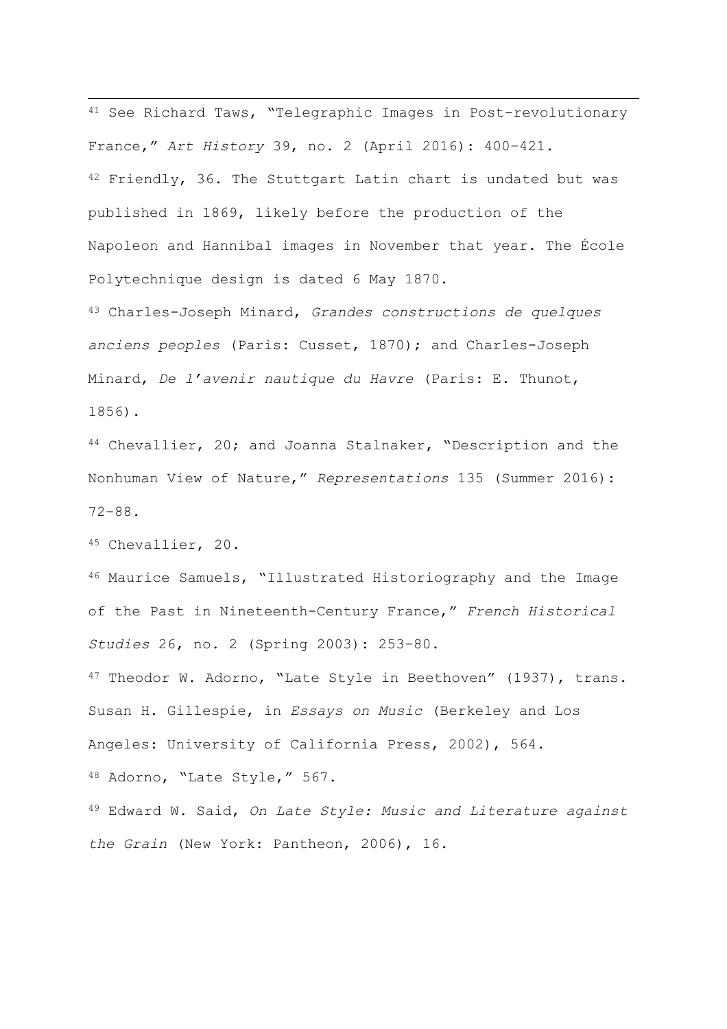[41] See Richard Taws, "Telegraphic Images in Post-revolutionary France," *Art History* 39, no. 2 (April 2016): 400–421.

[42] Friendly, 36. The Stuttgart Latin chart is undated but was published in 1869, likely before the production of the Napoleon and Hannibal images in November that year. The École Polytechnique design is dated 6 May 1870.

[43] Charles-Joseph Minard, *Grandes constructions de quelques anciens peoples* (Paris: Cusset, 1870); and Charles-Joseph Minard, *De l'avenir nautique du Havre* (Paris: E. Thunot, 1856).

[44] Chevallier, 20; and Joanna Stalnaker, "Description and the Nonhuman View of Nature," *Representations* 135 (Summer 2016): 72–88.

[45] Chevallier, 20.

[46] Maurice Samuels, "Illustrated Historiography and the Image of the Past in Nineteenth-Century France," *French Historical Studies* 26, no. 2 (Spring 2003): 253–80.

[47] Theodor W. Adorno, "Late Style in Beethoven" (1937), trans. Susan H. Gillespie, in *Essays on Music* (Berkeley and Los Angeles: University of California Press, 2002), 564.

[48] Adorno, "Late Style," 567.

[49] Edward W. Said, *On Late Style: Music and Literature against the Grain* (New York: Pantheon, 2006), 16.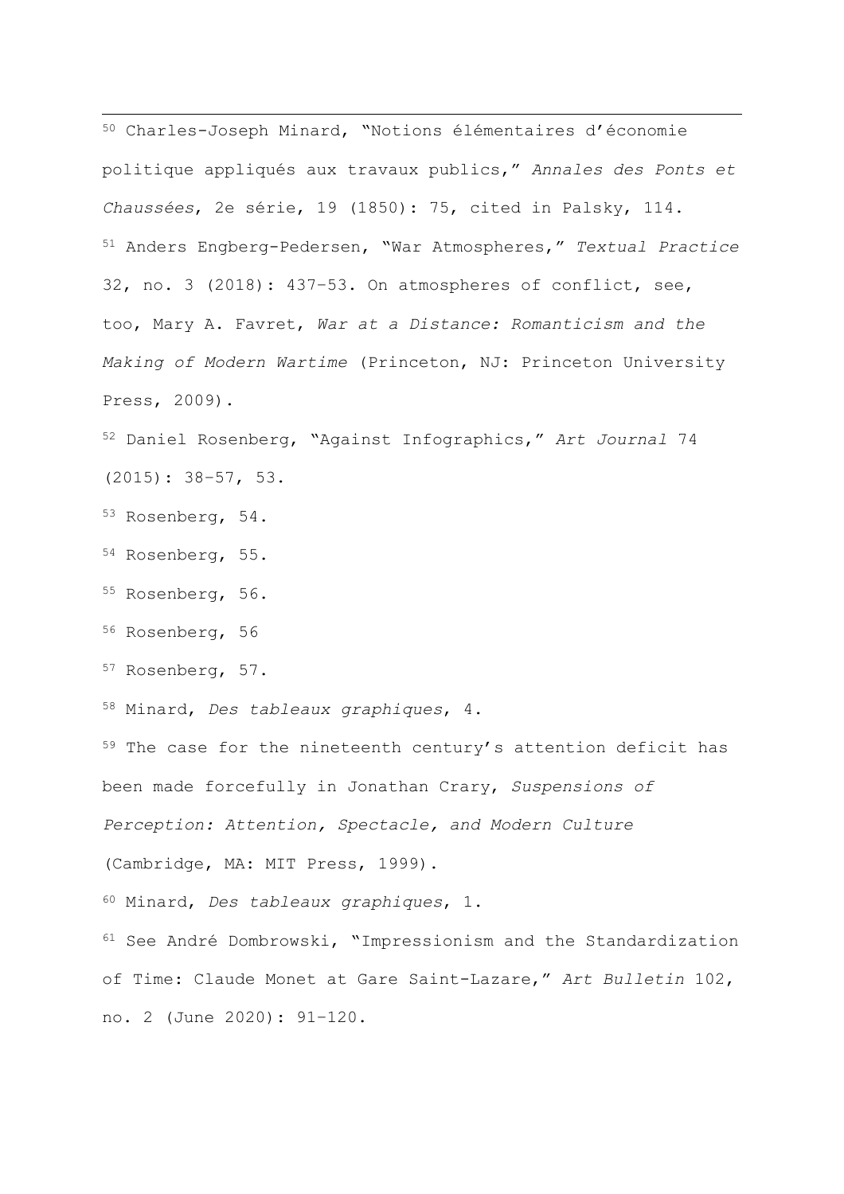[50] Charles-Joseph Minard, "Notions élémentaires d'économie politique appliqués aux travaux publics," *Annales des Ponts et Chaussées*, 2e série, 19 (1850): 75, cited in Palsky, 114.

[51] Anders Engberg-Pedersen, "War Atmospheres," *Textual Practice* 32, no. 3 (2018): 437–53. On atmospheres of conflict, see, too, Mary A. Favret, *War at a Distance: Romanticism and the Making of Modern Wartime* (Princeton, NJ: Princeton University Press, 2009).

[52] Daniel Rosenberg, "Against Infographics," *Art Journal* 74 (2015): 38–57, 53.

[53] Rosenberg, 54.

[54] Rosenberg, 55.

[55] Rosenberg, 56.

[56] Rosenberg, 56

[57] Rosenberg, 57.

[58] Minard, *Des tableaux graphiques*, 4.

[59] The case for the nineteenth century's attention deficit has been made forcefully in Jonathan Crary, *Suspensions of Perception: Attention, Spectacle, and Modern Culture* (Cambridge, MA: MIT Press, 1999).

[60] Minard, *Des tableaux graphiques*, 1.

[61] See André Dombrowski, "Impressionism and the Standardization of Time: Claude Monet at Gare Saint-Lazare," *Art Bulletin* 102, no. 2 (June 2020): 91–120.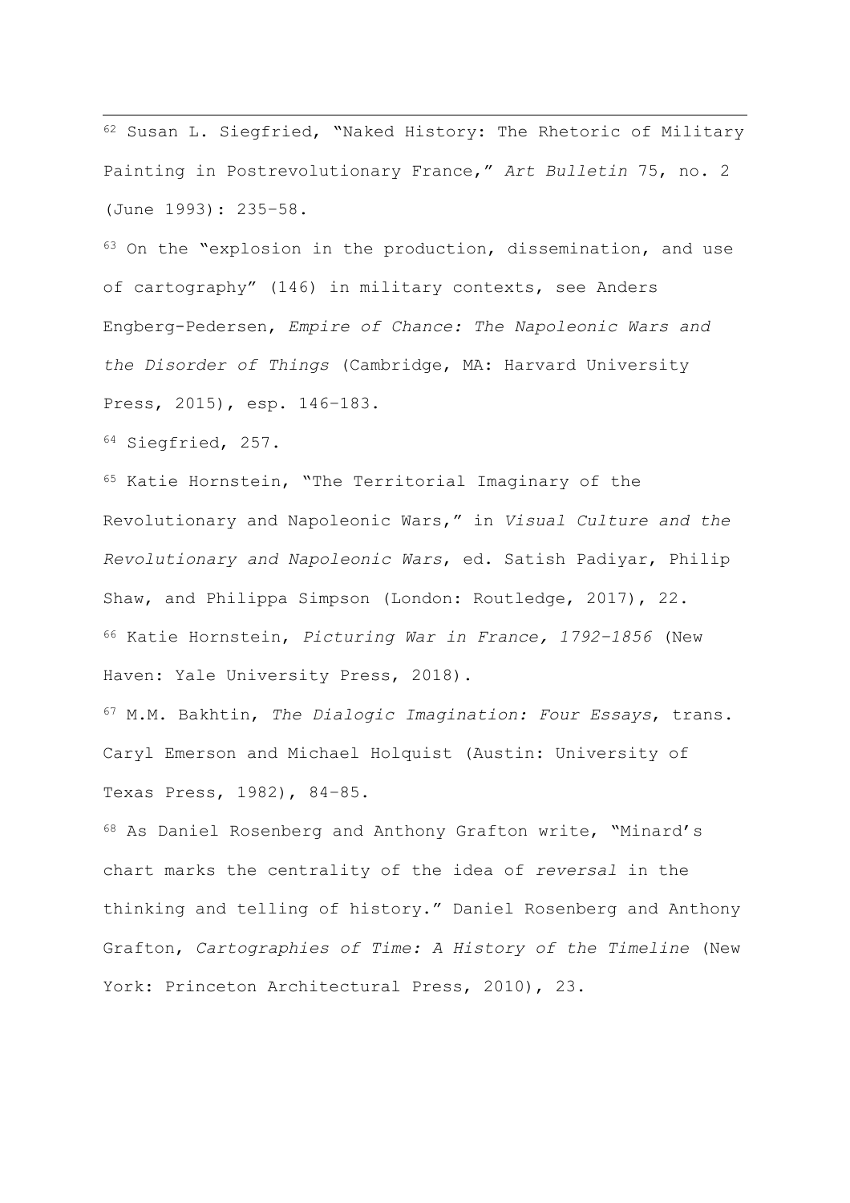[62] Susan L. Siegfried, "Naked History: The Rhetoric of Military Painting in Postrevolutionary France," *Art Bulletin* 75, no. 2 (June 1993): 235–58.

[63] On the "explosion in the production, dissemination, and use of cartography" (146) in military contexts, see Anders Engberg-Pedersen, *Empire of Chance: The Napoleonic Wars and the Disorder of Things* (Cambridge, MA: Harvard University Press, 2015), esp. 146–183.

[64] Siegfried, 257.

[65] Katie Hornstein, "The Territorial Imaginary of the Revolutionary and Napoleonic Wars," in *Visual Culture and the Revolutionary and Napoleonic Wars*, ed. Satish Padiyar, Philip Shaw, and Philippa Simpson (London: Routledge, 2017), 22.

[66] Katie Hornstein, *Picturing War in France, 1792–1856* (New Haven: Yale University Press, 2018).

[67] M.M. Bakhtin, *The Dialogic Imagination: Four Essays*, trans. Caryl Emerson and Michael Holquist (Austin: University of Texas Press, 1982), 84–85.

[68] As Daniel Rosenberg and Anthony Grafton write, "Minard's chart marks the centrality of the idea of *reversal* in the thinking and telling of history." Daniel Rosenberg and Anthony Grafton, *Cartographies of Time: A History of the Timeline* (New York: Princeton Architectural Press, 2010), 23.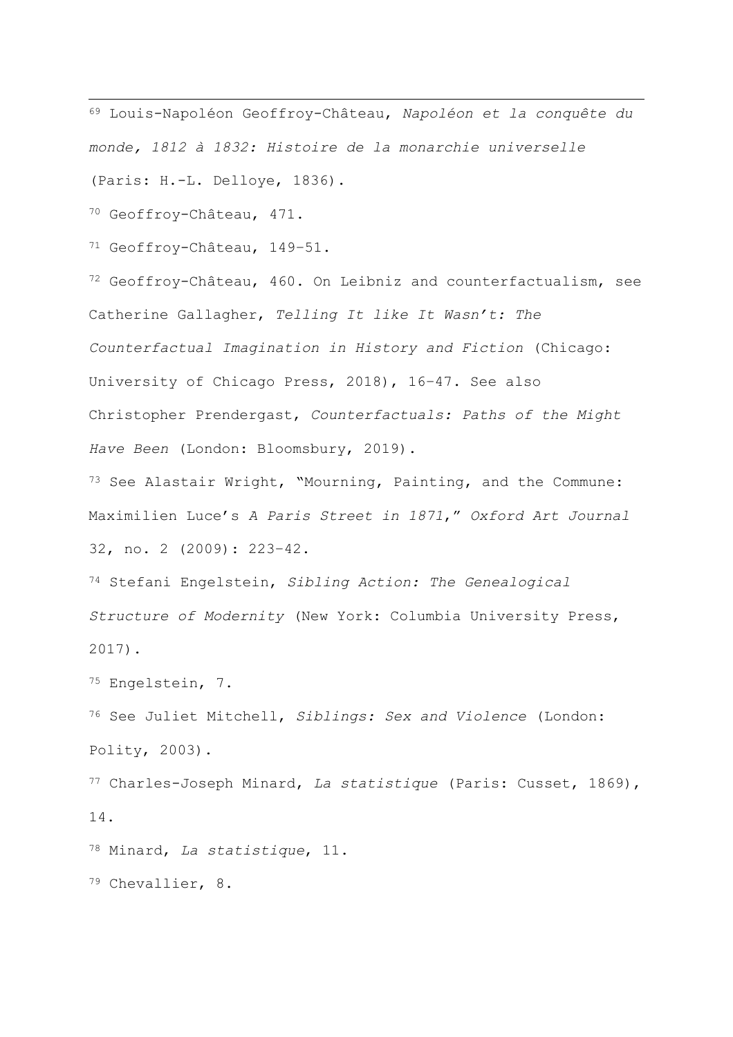[69] Louis-Napoléon Geoffroy-Château, *Napoléon et la conquête du monde, 1812 à 1832: Histoire de la monarchie universelle* (Paris: H.-L. Delloye, 1836).

[70] Geoffroy-Château, 471.

[71] Geoffroy-Château, 149–51.

[72] Geoffroy-Château, 460. On Leibniz and counterfactualism, see Catherine Gallagher, *Telling It like It Wasn't: The Counterfactual Imagination in History and Fiction* (Chicago: University of Chicago Press, 2018), 16–47. See also Christopher Prendergast, *Counterfactuals: Paths of the Might Have Been* (London: Bloomsbury, 2019).

[73] See Alastair Wright, "Mourning, Painting, and the Commune: Maximilien Luce's *A Paris Street in 1871*," *Oxford Art Journal* 32, no. 2 (2009): 223–42.

[74] Stefani Engelstein, *Sibling Action: The Genealogical Structure of Modernity* (New York: Columbia University Press, 2017).

[75] Engelstein, 7.

[76] See Juliet Mitchell, *Siblings: Sex and Violence* (London: Polity, 2003).

[77] Charles-Joseph Minard, *La statistique* (Paris: Cusset, 1869), 14.

[78] Minard, *La statistique*, 11.

[79] Chevallier, 8.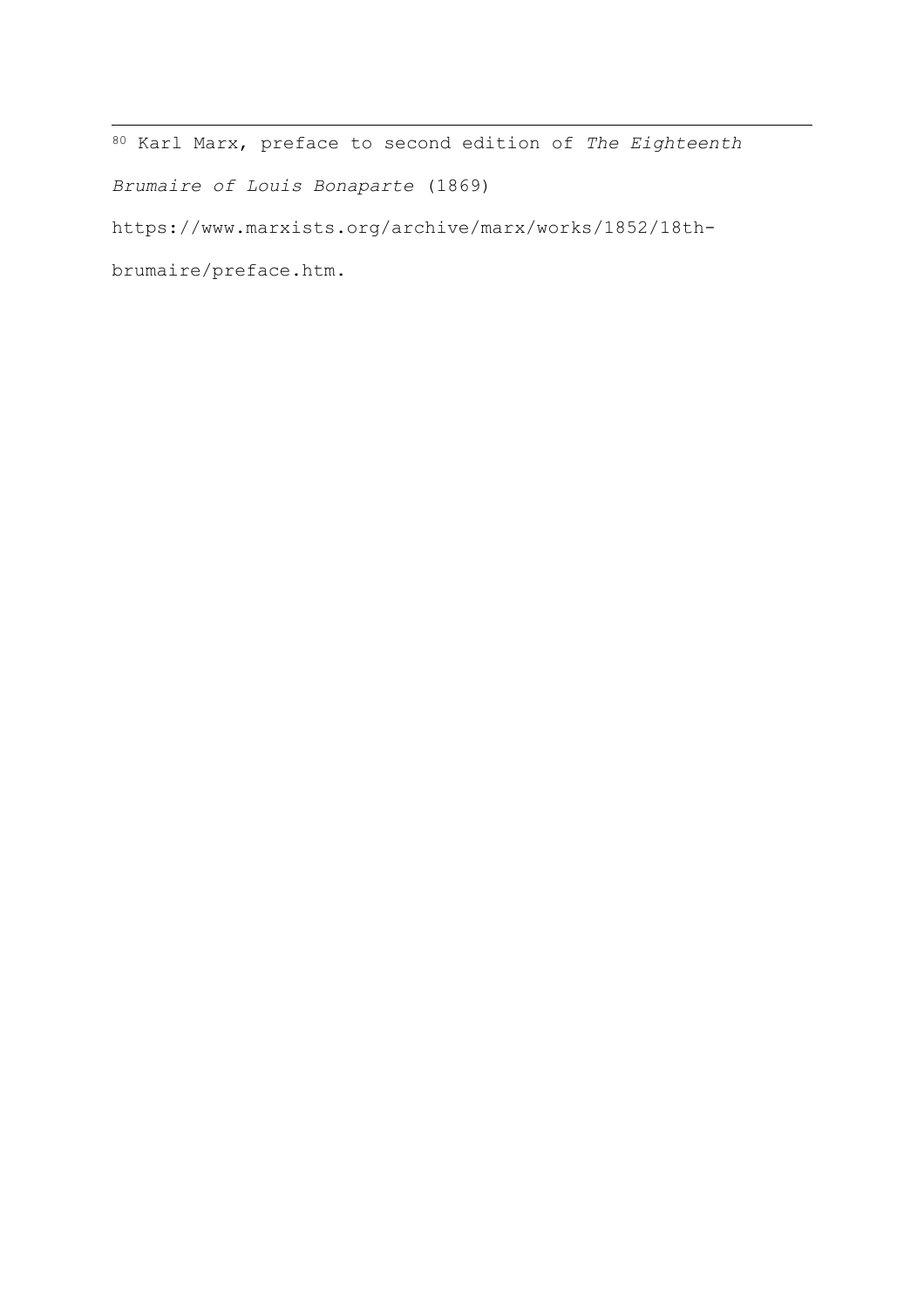[80] Karl Marx, preface to second edition of *The Eighteenth Brumaire of Louis Bonaparte* (1869) https://www.marxists.org/archive/marx/works/1852/18th-brumaire/preface.htm.